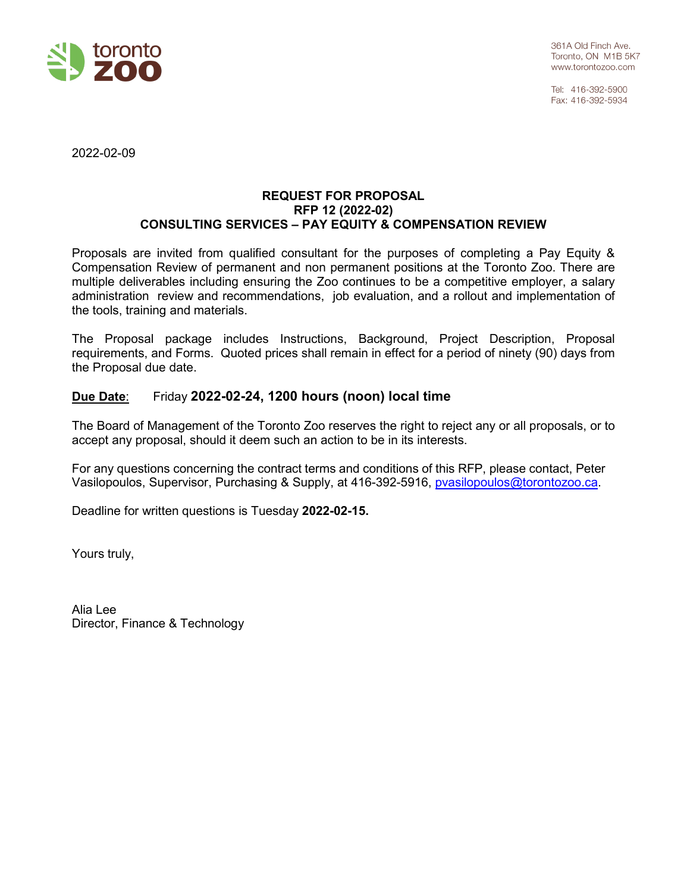toronto zoo

361A Old Finch Ave.
Toronto, ON M1B 5K7
www.torontozoo.com

Tel: 416-392-5900
Fax: 416-392-5934

2022-02-09

**REQUEST FOR PROPOSAL**
**RFP 12 (2022-02)**
**CONSULTING SERVICES – PAY EQUITY & COMPENSATION REVIEW**

Proposals are invited from qualified consultant for the purposes of completing a Pay Equity & Compensation Review of permanent and non permanent positions at the Toronto Zoo. There are multiple deliverables including ensuring the Zoo continues to be a competitive employer, a salary administration review and recommendations, job evaluation, and a rollout and implementation of the tools, training and materials.

The Proposal package includes Instructions, Background, Project Description, Proposal requirements, and Forms. Quoted prices shall remain in effect for a period of ninety (90) days from the Proposal due date.

**Due Date**: Friday **2022-02-24, 1200 hours (noon) local time**

The Board of Management of the Toronto Zoo reserves the right to reject any or all proposals, or to accept any proposal, should it deem such an action to be in its interests.

For any questions concerning the contract terms and conditions of this RFP, please contact, Peter Vasilopoulos, Supervisor, Purchasing & Supply, at 416-392-5916, pvasilopoulos@torontozoo.ca.

Deadline for written questions is Tuesday **2022-02-15.**

Yours truly,

Alia Lee
Director, Finance & Technology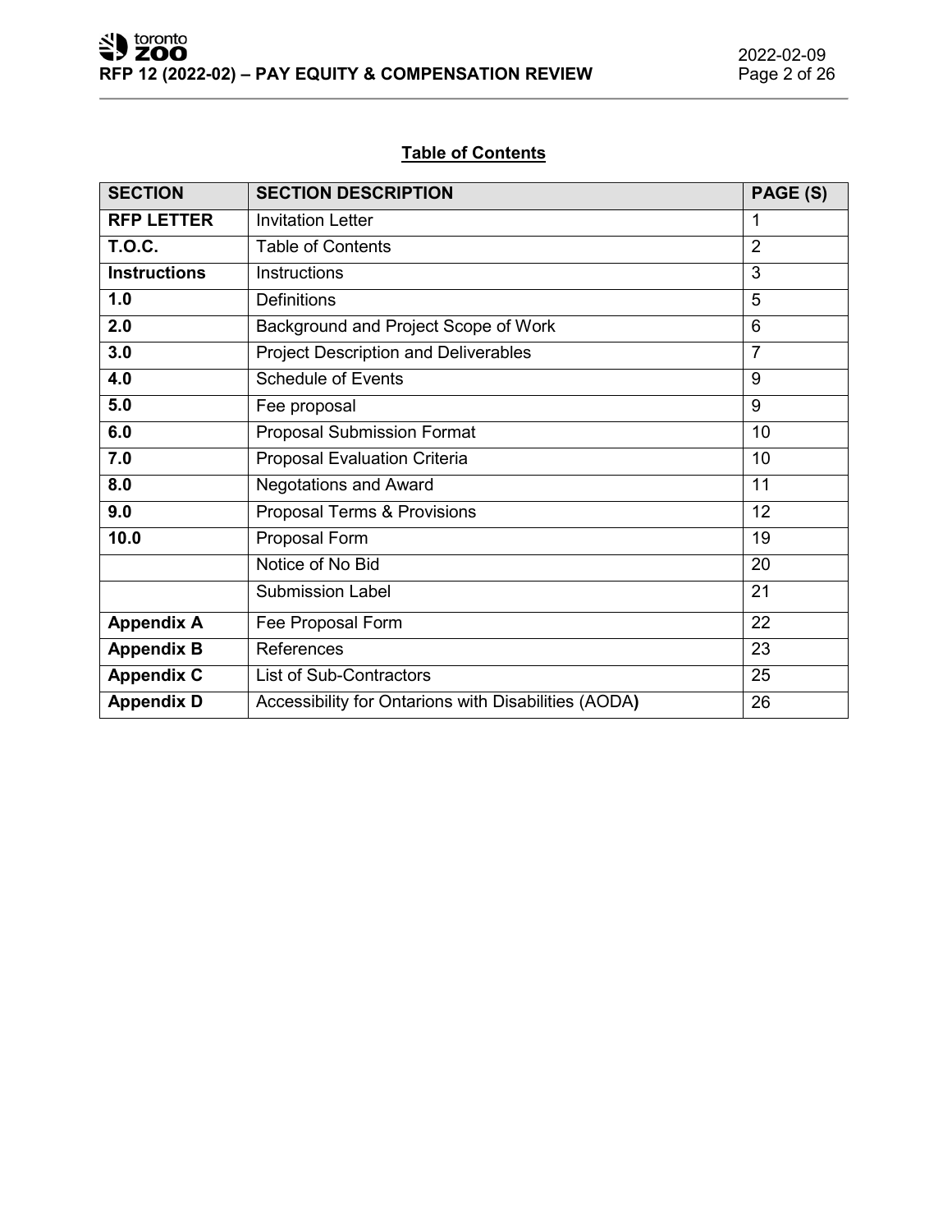## Table of Contents

| SECTION | SECTION DESCRIPTION | PAGE (S) |
| --- | --- | --- |
| **RFP LETTER** | Invitation Letter | 1 |
| **T.O.C.** | Table of Contents | 2 |
| **Instructions** | Instructions | 3 |
| **1.0** | Definitions | 5 |
| **2.0** | Background and Project Scope of Work | 6 |
| **3.0** | Project Description and Deliverables | 7 |
| **4.0** | Schedule of Events | 9 |
| **5.0** | Fee proposal | 9 |
| **6.0** | Proposal Submission Format | 10 |
| **7.0** | Proposal Evaluation Criteria | 10 |
| **8.0** | Negotations and Award | 11 |
| **9.0** | Proposal Terms & Provisions | 12 |
| **10.0** | Proposal Form | 19 |
| | Notice of No Bid | 20 |
| | Submission Label | 21 |
| **Appendix A** | Fee Proposal Form | 22 |
| **Appendix B** | References | 23 |
| **Appendix C** | List of Sub-Contractors | 25 |
| **Appendix D** | Accessibility for Ontarions with Disabilities (AODA**)** | 26 |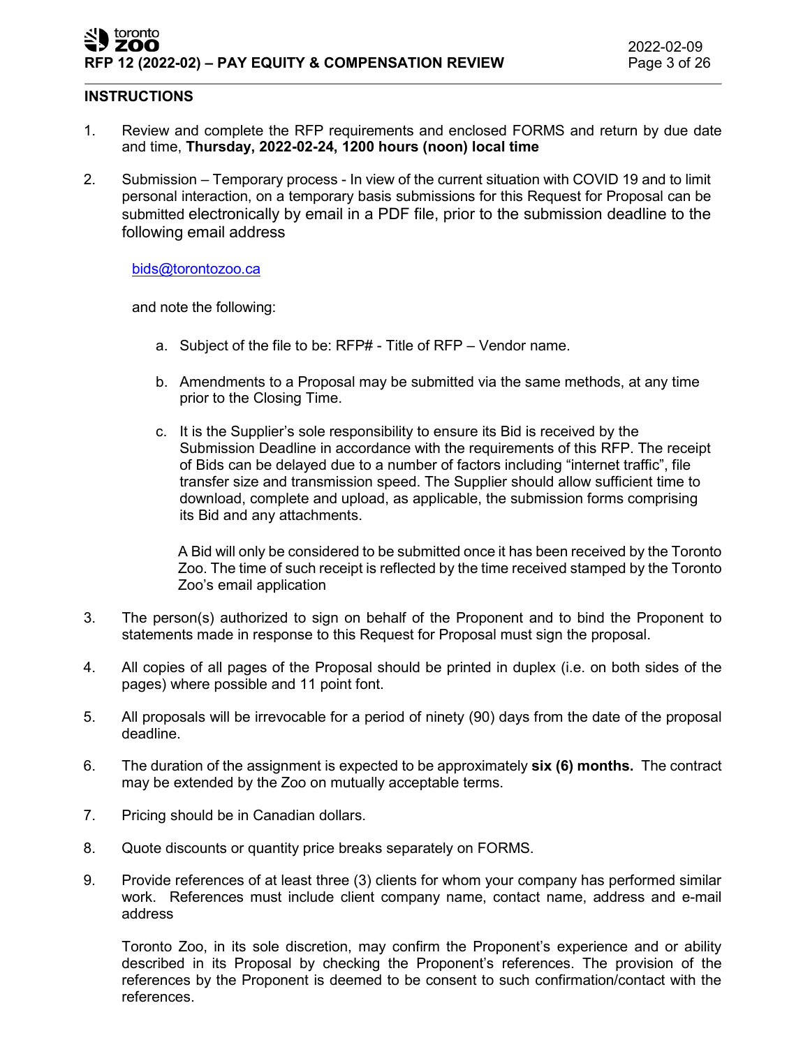## INSTRUCTIONS

1. Review and complete the RFP requirements and enclosed FORMS and return by due date and time, **Thursday, 2022-02-24, 1200 hours (noon) local time**

2. Submission – Temporary process - In view of the current situation with COVID 19 and to limit personal interaction, on a temporary basis submissions for this Request for Proposal can be submitted electronically by email in a PDF file, prior to the submission deadline to the following email address

   bids@torontozoo.ca

   and note the following:

   a. Subject of the file to be: RFP# - Title of RFP – Vendor name.

   b. Amendments to a Proposal may be submitted via the same methods, at any time prior to the Closing Time.

   c. It is the Supplier's sole responsibility to ensure its Bid is received by the Submission Deadline in accordance with the requirements of this RFP. The receipt of Bids can be delayed due to a number of factors including "internet traffic", file transfer size and transmission speed. The Supplier should allow sufficient time to download, complete and upload, as applicable, the submission forms comprising its Bid and any attachments.

      A Bid will only be considered to be submitted once it has been received by the Toronto Zoo. The time of such receipt is reflected by the time received stamped by the Toronto Zoo's email application

3. The person(s) authorized to sign on behalf of the Proponent and to bind the Proponent to statements made in response to this Request for Proposal must sign the proposal.

4. All copies of all pages of the Proposal should be printed in duplex (i.e. on both sides of the pages) where possible and 11 point font.

5. All proposals will be irrevocable for a period of ninety (90) days from the date of the proposal deadline.

6. The duration of the assignment is expected to be approximately **six (6) months.** The contract may be extended by the Zoo on mutually acceptable terms.

7. Pricing should be in Canadian dollars.

8. Quote discounts or quantity price breaks separately on FORMS.

9. Provide references of at least three (3) clients for whom your company has performed similar work. References must include client company name, contact name, address and e-mail address

   Toronto Zoo, in its sole discretion, may confirm the Proponent's experience and or ability described in its Proposal by checking the Proponent's references. The provision of the references by the Proponent is deemed to be consent to such confirmation/contact with the references.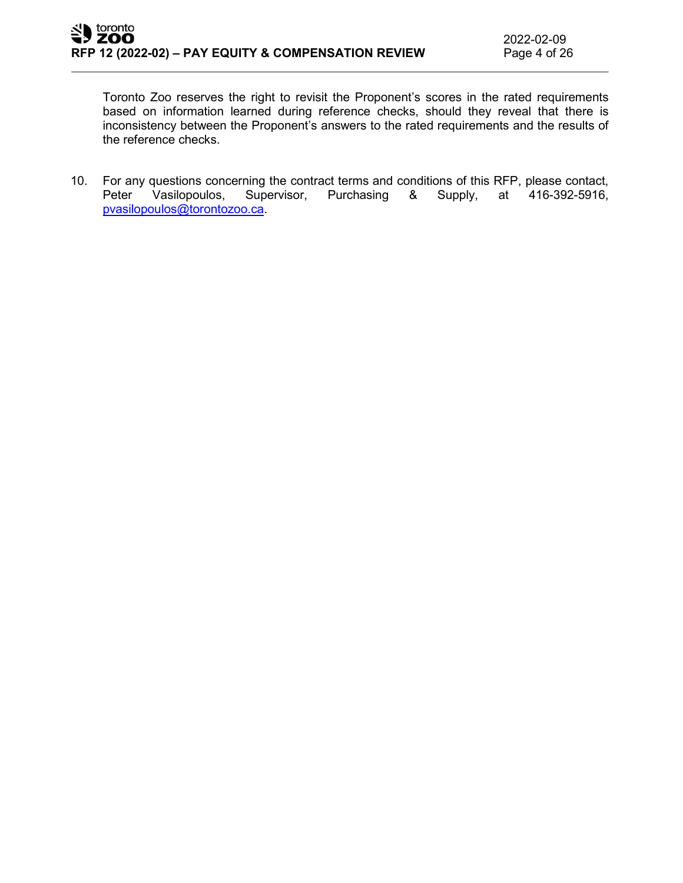Toronto Zoo reserves the right to revisit the Proponent's scores in the rated requirements based on information learned during reference checks, should they reveal that there is inconsistency between the Proponent's answers to the rated requirements and the results of the reference checks.

10. For any questions concerning the contract terms and conditions of this RFP, please contact, Peter Vasilopoulos, Supervisor, Purchasing & Supply, at 416-392-5916, pvasilopoulos@torontozoo.ca.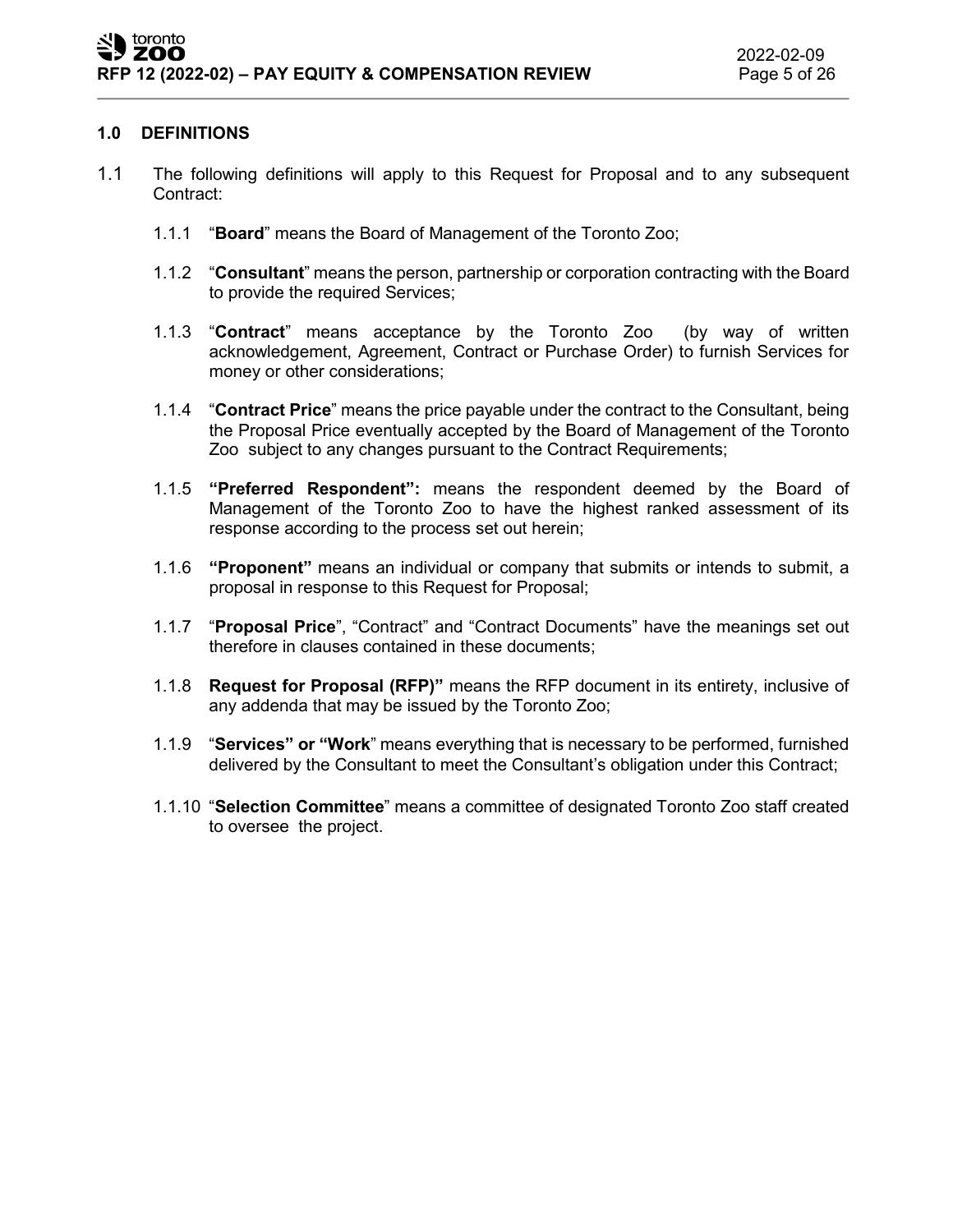## 1.0 DEFINITIONS

1.1 The following definitions will apply to this Request for Proposal and to any subsequent Contract:

1.1.1 "**Board**" means the Board of Management of the Toronto Zoo;

1.1.2 "**Consultant**" means the person, partnership or corporation contracting with the Board to provide the required Services;

1.1.3 "**Contract**" means acceptance by the Toronto Zoo (by way of written acknowledgement, Agreement, Contract or Purchase Order) to furnish Services for money or other considerations;

1.1.4 "**Contract Price**" means the price payable under the contract to the Consultant, being the Proposal Price eventually accepted by the Board of Management of the Toronto Zoo subject to any changes pursuant to the Contract Requirements;

1.1.5 **"Preferred Respondent":** means the respondent deemed by the Board of Management of the Toronto Zoo to have the highest ranked assessment of its response according to the process set out herein;

1.1.6 **"Proponent"** means an individual or company that submits or intends to submit, a proposal in response to this Request for Proposal;

1.1.7 "**Proposal Price**", "Contract" and "Contract Documents" have the meanings set out therefore in clauses contained in these documents;

1.1.8 **Request for Proposal (RFP)"** means the RFP document in its entirety, inclusive of any addenda that may be issued by the Toronto Zoo;

1.1.9 "**Services" or "Work**" means everything that is necessary to be performed, furnished delivered by the Consultant to meet the Consultant's obligation under this Contract;

1.1.10 "**Selection Committee**" means a committee of designated Toronto Zoo staff created to oversee the project.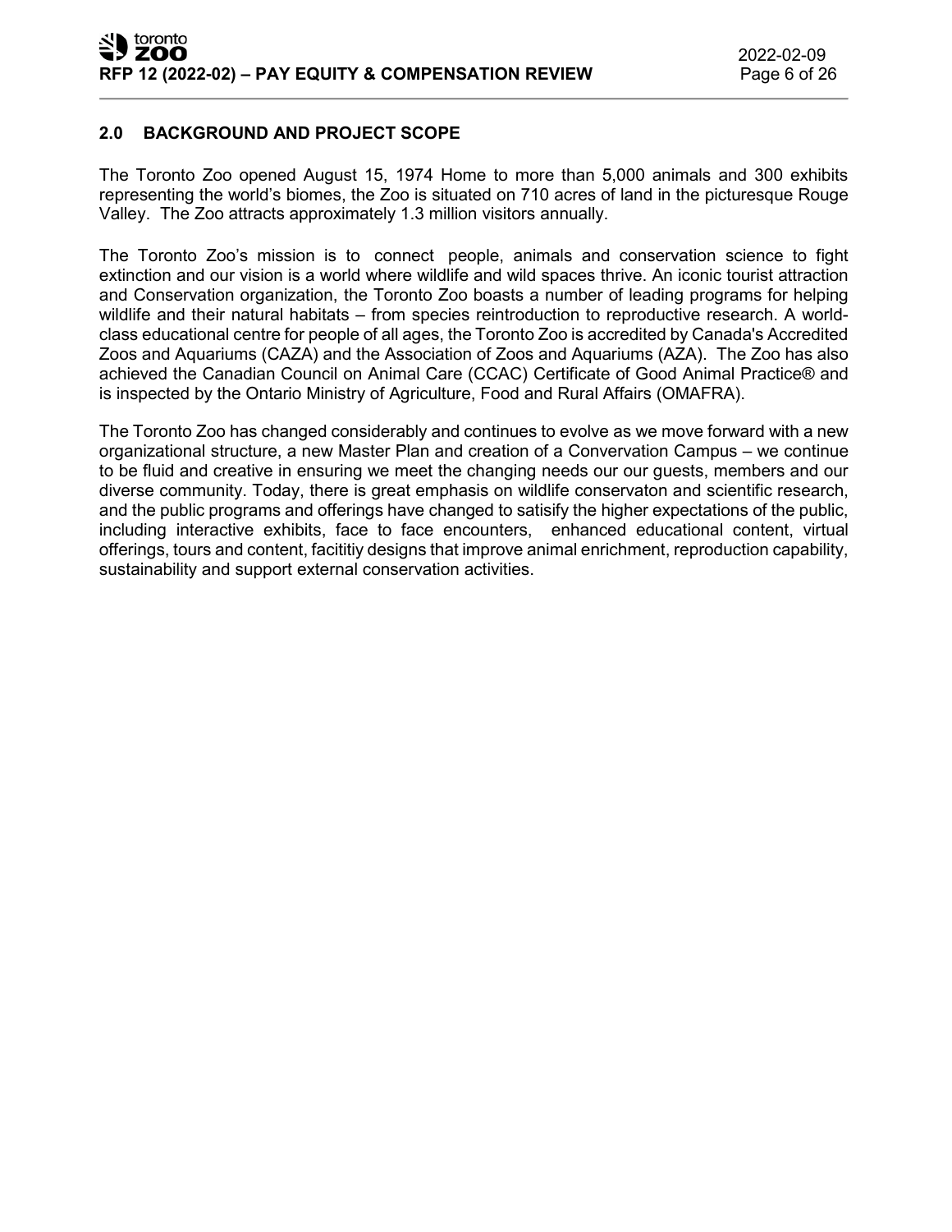## 2.0 BACKGROUND AND PROJECT SCOPE

The Toronto Zoo opened August 15, 1974 Home to more than 5,000 animals and 300 exhibits representing the world's biomes, the Zoo is situated on 710 acres of land in the picturesque Rouge Valley. The Zoo attracts approximately 1.3 million visitors annually.

The Toronto Zoo's mission is to connect people, animals and conservation science to fight extinction and our vision is a world where wildlife and wild spaces thrive. An iconic tourist attraction and Conservation organization, the Toronto Zoo boasts a number of leading programs for helping wildlife and their natural habitats – from species reintroduction to reproductive research. A world-class educational centre for people of all ages, the Toronto Zoo is accredited by Canada's Accredited Zoos and Aquariums (CAZA) and the Association of Zoos and Aquariums (AZA). The Zoo has also achieved the Canadian Council on Animal Care (CCAC) Certificate of Good Animal Practice® and is inspected by the Ontario Ministry of Agriculture, Food and Rural Affairs (OMAFRA).

The Toronto Zoo has changed considerably and continues to evolve as we move forward with a new organizational structure, a new Master Plan and creation of a Convervation Campus – we continue to be fluid and creative in ensuring we meet the changing needs our our guests, members and our diverse community. Today, there is great emphasis on wildlife conservaton and scientific research, and the public programs and offerings have changed to satisify the higher expectations of the public, including interactive exhibits, face to face encounters, enhanced educational content, virtual offerings, tours and content, facititiy designs that improve animal enrichment, reproduction capability, sustainability and support external conservation activities.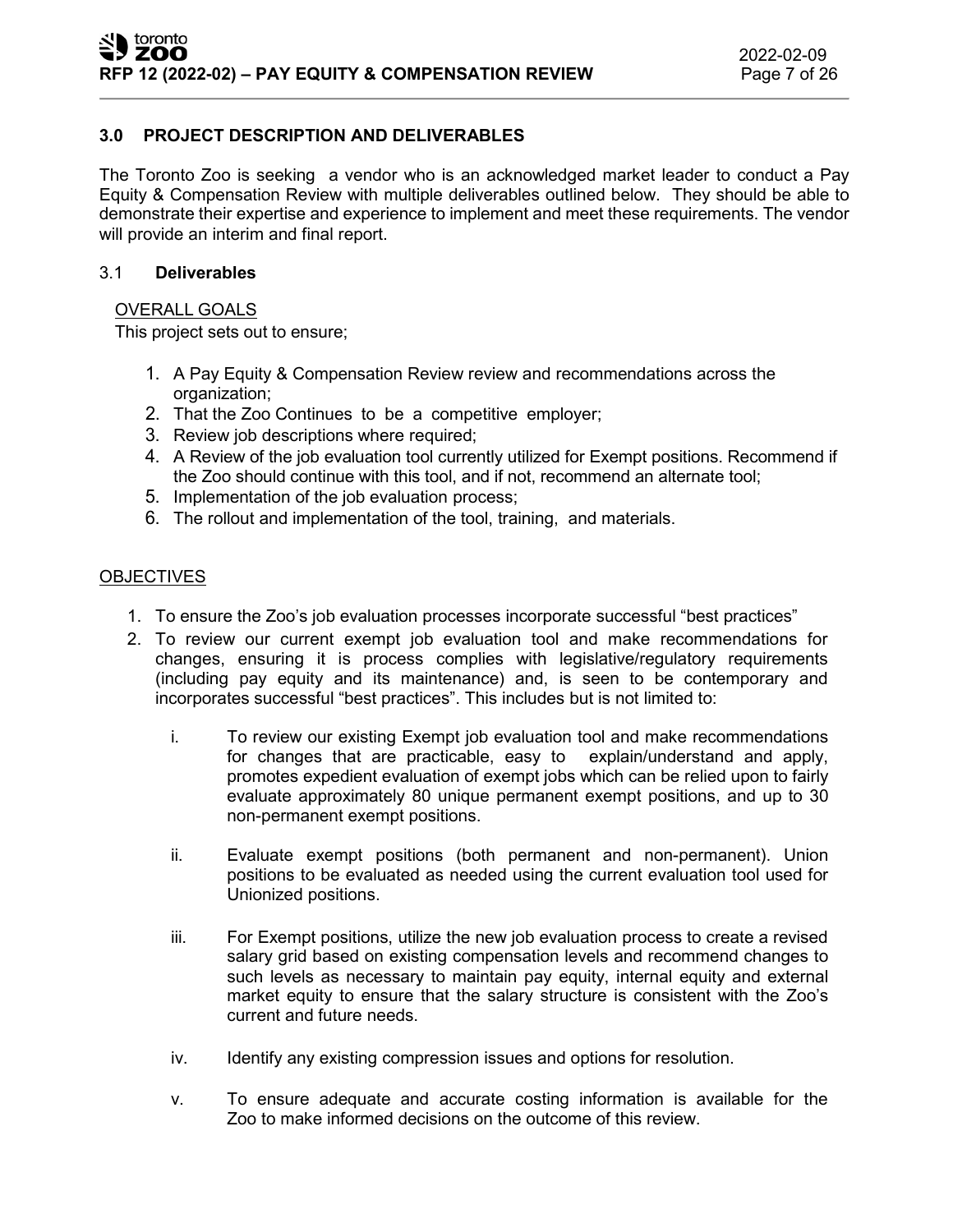## 3.0 PROJECT DESCRIPTION AND DELIVERABLES

The Toronto Zoo is seeking a vendor who is an acknowledged market leader to conduct a Pay Equity & Compensation Review with multiple deliverables outlined below. They should be able to demonstrate their expertise and experience to implement and meet these requirements. The vendor will provide an interim and final report.

### 3.1 Deliverables

<u>OVERALL GOALS</u>

This project sets out to ensure;

1. A Pay Equity & Compensation Review review and recommendations across the organization;
2. That the Zoo Continues to be a competitive employer;
3. Review job descriptions where required;
4. A Review of the job evaluation tool currently utilized for Exempt positions. Recommend if the Zoo should continue with this tool, and if not, recommend an alternate tool;
5. Implementation of the job evaluation process;
6. The rollout and implementation of the tool, training, and materials.

<u>OBJECTIVES</u>

1. To ensure the Zoo's job evaluation processes incorporate successful "best practices"
2. To review our current exempt job evaluation tool and make recommendations for changes, ensuring it is process complies with legislative/regulatory requirements (including pay equity and its maintenance) and, is seen to be contemporary and incorporates successful "best practices". This includes but is not limited to:

   i. To review our existing Exempt job evaluation tool and make recommendations for changes that are practicable, easy to explain/understand and apply, promotes expedient evaluation of exempt jobs which can be relied upon to fairly evaluate approximately 80 unique permanent exempt positions, and up to 30 non-permanent exempt positions.

   ii. Evaluate exempt positions (both permanent and non-permanent). Union positions to be evaluated as needed using the current evaluation tool used for Unionized positions.

   iii. For Exempt positions, utilize the new job evaluation process to create a revised salary grid based on existing compensation levels and recommend changes to such levels as necessary to maintain pay equity, internal equity and external market equity to ensure that the salary structure is consistent with the Zoo's current and future needs.

   iv. Identify any existing compression issues and options for resolution.

   v. To ensure adequate and accurate costing information is available for the Zoo to make informed decisions on the outcome of this review.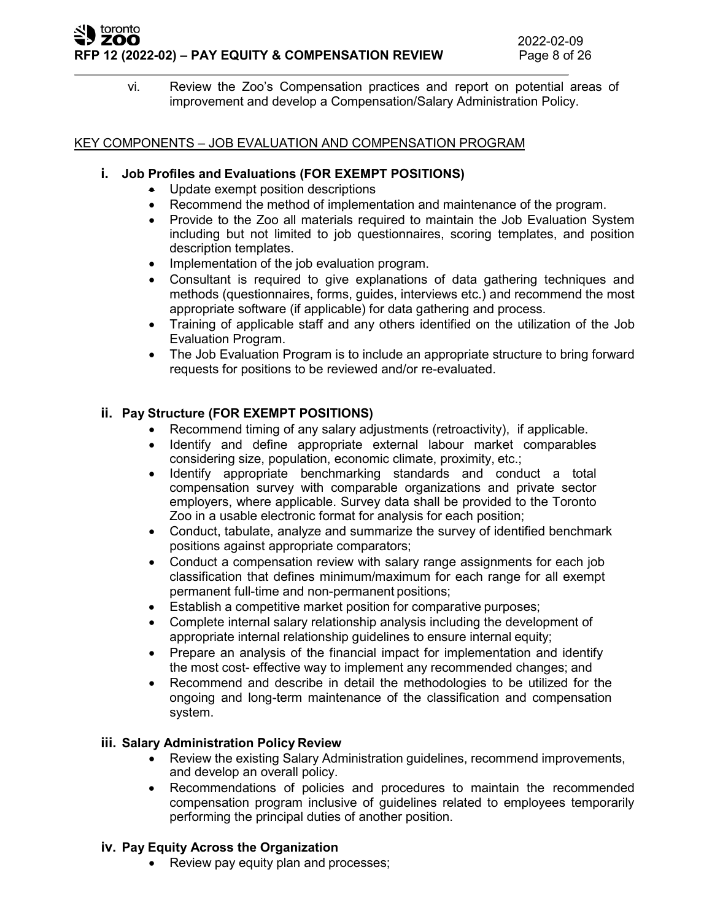vi. Review the Zoo's Compensation practices and report on potential areas of improvement and develop a Compensation/Salary Administration Policy.

KEY COMPONENTS – JOB EVALUATION AND COMPENSATION PROGRAM

**i. Job Profiles and Evaluations (FOR EXEMPT POSITIONS)**

- Update exempt position descriptions
- Recommend the method of implementation and maintenance of the program.
- Provide to the Zoo all materials required to maintain the Job Evaluation System including but not limited to job questionnaires, scoring templates, and position description templates.
- Implementation of the job evaluation program.
- Consultant is required to give explanations of data gathering techniques and methods (questionnaires, forms, guides, interviews etc.) and recommend the most appropriate software (if applicable) for data gathering and process.
- Training of applicable staff and any others identified on the utilization of the Job Evaluation Program.
- The Job Evaluation Program is to include an appropriate structure to bring forward requests for positions to be reviewed and/or re-evaluated.

**ii. Pay Structure (FOR EXEMPT POSITIONS)**

- Recommend timing of any salary adjustments (retroactivity), if applicable.
- Identify and define appropriate external labour market comparables considering size, population, economic climate, proximity, etc.;
- Identify appropriate benchmarking standards and conduct a total compensation survey with comparable organizations and private sector employers, where applicable. Survey data shall be provided to the Toronto Zoo in a usable electronic format for analysis for each position;
- Conduct, tabulate, analyze and summarize the survey of identified benchmark positions against appropriate comparators;
- Conduct a compensation review with salary range assignments for each job classification that defines minimum/maximum for each range for all exempt permanent full-time and non-permanent positions;
- Establish a competitive market position for comparative purposes;
- Complete internal salary relationship analysis including the development of appropriate internal relationship guidelines to ensure internal equity;
- Prepare an analysis of the financial impact for implementation and identify the most cost- effective way to implement any recommended changes; and
- Recommend and describe in detail the methodologies to be utilized for the ongoing and long-term maintenance of the classification and compensation system.

**iii. Salary Administration Policy Review**

- Review the existing Salary Administration guidelines, recommend improvements, and develop an overall policy.
- Recommendations of policies and procedures to maintain the recommended compensation program inclusive of guidelines related to employees temporarily performing the principal duties of another position.

**iv. Pay Equity Across the Organization**

- Review pay equity plan and processes;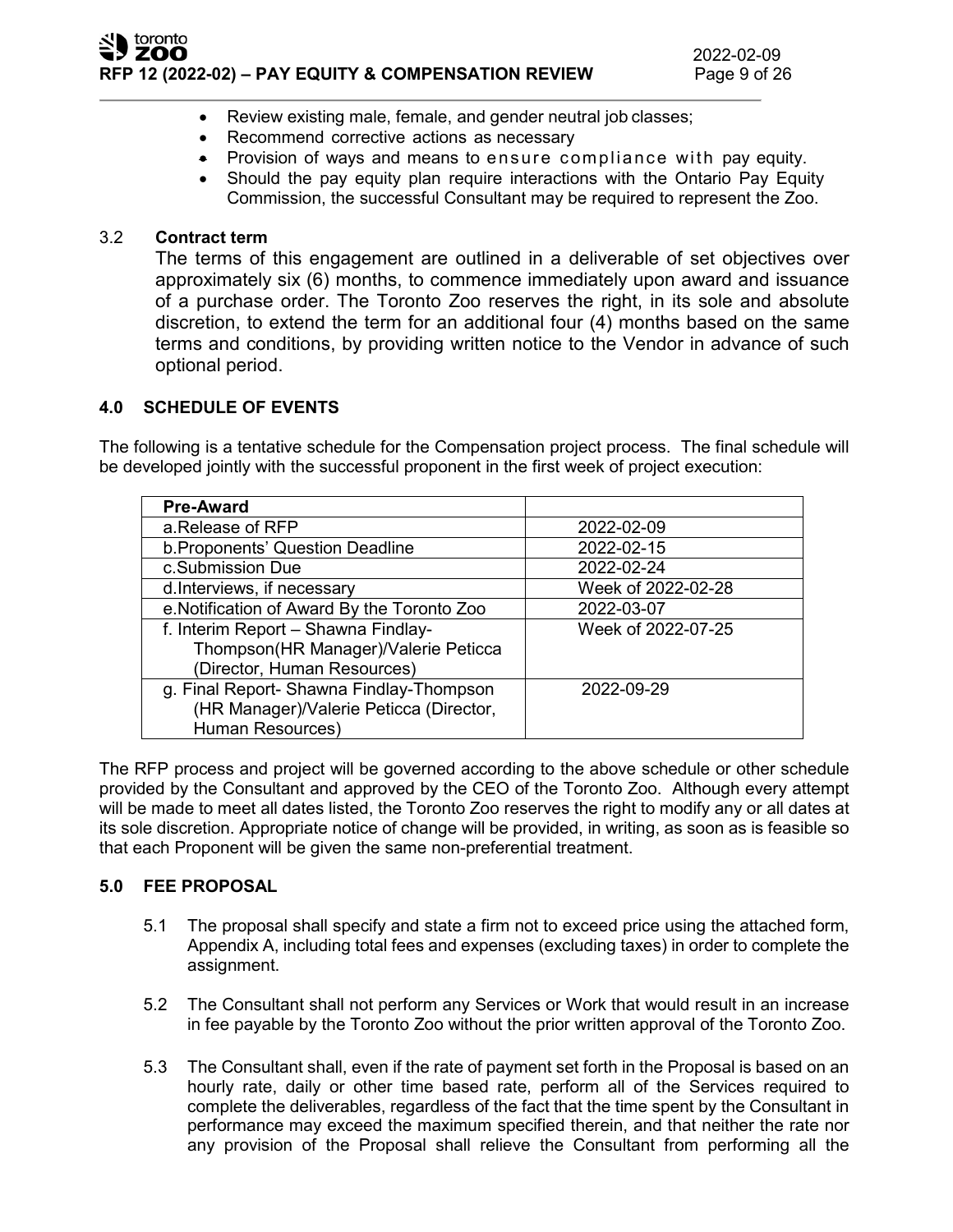- Review existing male, female, and gender neutral job classes;
- Recommend corrective actions as necessary
- Provision of ways and means to ensure compliance with pay equity.
- Should the pay equity plan require interactions with the Ontario Pay Equity Commission, the successful Consultant may be required to represent the Zoo.

3.2 **Contract term**

The terms of this engagement are outlined in a deliverable of set objectives over approximately six (6) months, to commence immediately upon award and issuance of a purchase order. The Toronto Zoo reserves the right, in its sole and absolute discretion, to extend the term for an additional four (4) months based on the same terms and conditions, by providing written notice to the Vendor in advance of such optional period.

## 4.0 SCHEDULE OF EVENTS

The following is a tentative schedule for the Compensation project process. The final schedule will be developed jointly with the successful proponent in the first week of project execution:

| **Pre-Award** | |
|---|---|
| a.Release of RFP | 2022-02-09 |
| b.Proponents' Question Deadline | 2022-02-15 |
| c.Submission Due | 2022-02-24 |
| d.Interviews, if necessary | Week of 2022-02-28 |
| e.Notification of Award By the Toronto Zoo | 2022-03-07 |
| f. Interim Report – Shawna Findlay-Thompson(HR Manager)/Valerie Peticca (Director, Human Resources) | Week of 2022-07-25 |
| g. Final Report- Shawna Findlay-Thompson (HR Manager)/Valerie Peticca (Director, Human Resources) | 2022-09-29 |

The RFP process and project will be governed according to the above schedule or other schedule provided by the Consultant and approved by the CEO of the Toronto Zoo. Although every attempt will be made to meet all dates listed, the Toronto Zoo reserves the right to modify any or all dates at its sole discretion. Appropriate notice of change will be provided, in writing, as soon as is feasible so that each Proponent will be given the same non-preferential treatment.

## 5.0 FEE PROPOSAL

5.1 The proposal shall specify and state a firm not to exceed price using the attached form, Appendix A, including total fees and expenses (excluding taxes) in order to complete the assignment.

5.2 The Consultant shall not perform any Services or Work that would result in an increase in fee payable by the Toronto Zoo without the prior written approval of the Toronto Zoo.

5.3 The Consultant shall, even if the rate of payment set forth in the Proposal is based on an hourly rate, daily or other time based rate, perform all of the Services required to complete the deliverables, regardless of the fact that the time spent by the Consultant in performance may exceed the maximum specified therein, and that neither the rate nor any provision of the Proposal shall relieve the Consultant from performing all the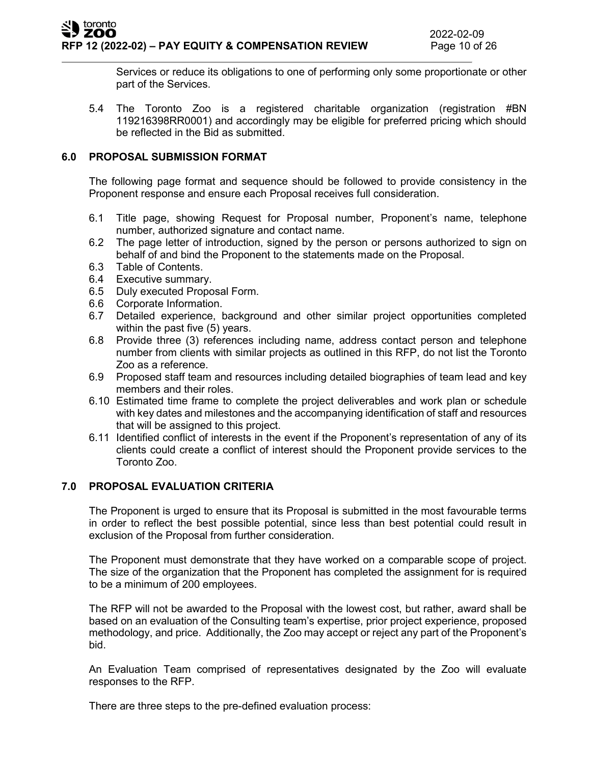Services or reduce its obligations to one of performing only some proportionate or other part of the Services.

5.4 The Toronto Zoo is a registered charitable organization (registration #BN 119216398RR0001) and accordingly may be eligible for preferred pricing which should be reflected in the Bid as submitted.

## 6.0 PROPOSAL SUBMISSION FORMAT

The following page format and sequence should be followed to provide consistency in the Proponent response and ensure each Proposal receives full consideration.

6.1 Title page, showing Request for Proposal number, Proponent's name, telephone number, authorized signature and contact name.
6.2 The page letter of introduction, signed by the person or persons authorized to sign on behalf of and bind the Proponent to the statements made on the Proposal.
6.3 Table of Contents.
6.4 Executive summary.
6.5 Duly executed Proposal Form.
6.6 Corporate Information.
6.7 Detailed experience, background and other similar project opportunities completed within the past five (5) years.
6.8 Provide three (3) references including name, address contact person and telephone number from clients with similar projects as outlined in this RFP, do not list the Toronto Zoo as a reference.
6.9 Proposed staff team and resources including detailed biographies of team lead and key members and their roles.
6.10 Estimated time frame to complete the project deliverables and work plan or schedule with key dates and milestones and the accompanying identification of staff and resources that will be assigned to this project.
6.11 Identified conflict of interests in the event if the Proponent's representation of any of its clients could create a conflict of interest should the Proponent provide services to the Toronto Zoo.

## 7.0 PROPOSAL EVALUATION CRITERIA

The Proponent is urged to ensure that its Proposal is submitted in the most favourable terms in order to reflect the best possible potential, since less than best potential could result in exclusion of the Proposal from further consideration.

The Proponent must demonstrate that they have worked on a comparable scope of project. The size of the organization that the Proponent has completed the assignment for is required to be a minimum of 200 employees.

The RFP will not be awarded to the Proposal with the lowest cost, but rather, award shall be based on an evaluation of the Consulting team's expertise, prior project experience, proposed methodology, and price. Additionally, the Zoo may accept or reject any part of the Proponent's bid.

An Evaluation Team comprised of representatives designated by the Zoo will evaluate responses to the RFP.

There are three steps to the pre-defined evaluation process: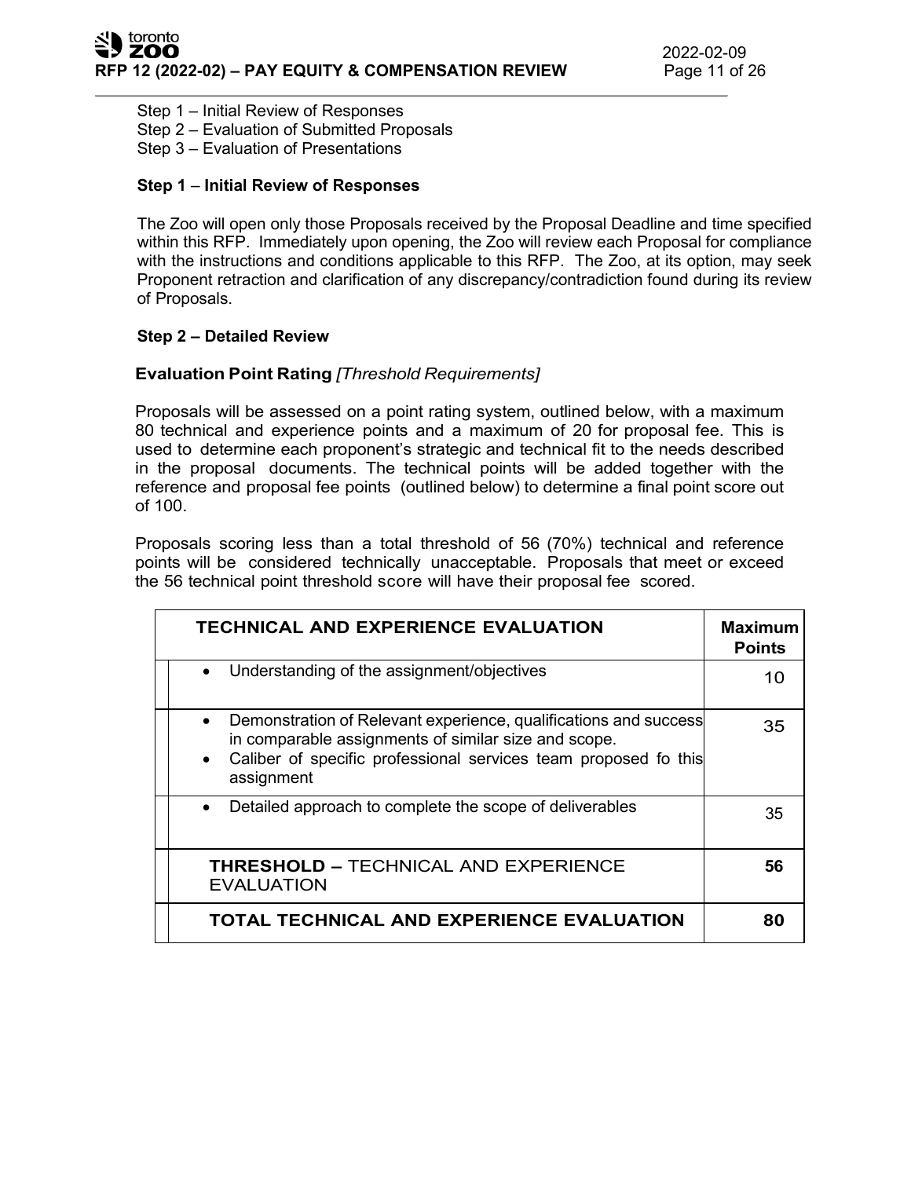Step 1 – Initial Review of Responses
Step 2 – Evaluation of Submitted Proposals
Step 3 – Evaluation of Presentations

**Step 1 – Initial Review of Responses**

The Zoo will open only those Proposals received by the Proposal Deadline and time specified within this RFP. Immediately upon opening, the Zoo will review each Proposal for compliance with the instructions and conditions applicable to this RFP. The Zoo, at its option, may seek Proponent retraction and clarification of any discrepancy/contradiction found during its review of Proposals.

**Step 2 – Detailed Review**

**Evaluation Point Rating** *[Threshold Requirements]*

Proposals will be assessed on a point rating system, outlined below, with a maximum 80 technical and experience points and a maximum of 20 for proposal fee. This is used to determine each proponent's strategic and technical fit to the needs described in the proposal documents. The technical points will be added together with the reference and proposal fee points (outlined below) to determine a final point score out of 100.

Proposals scoring less than a total threshold of 56 (70%) technical and reference points will be considered technically unacceptable. Proposals that meet or exceed the 56 technical point threshold score will have their proposal fee scored.

| **TECHNICAL AND EXPERIENCE EVALUATION** | **Maximum Points** |
|---|---|
| • Understanding of the assignment/objectives | 10 |
| • Demonstration of Relevant experience, qualifications and success in comparable assignments of similar size and scope.<br>• Caliber of specific professional services team proposed fo this assignment | 35 |
| • Detailed approach to complete the scope of deliverables | 35 |
| **THRESHOLD –** TECHNICAL AND EXPERIENCE EVALUATION | **56** |
| **TOTAL TECHNICAL AND EXPERIENCE EVALUATION** | **80** |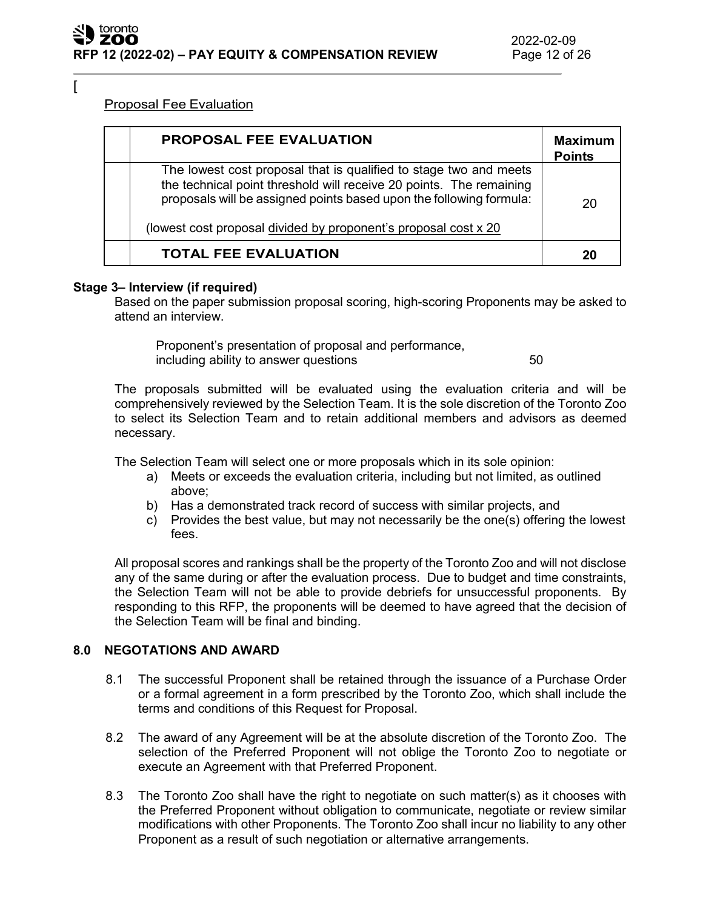[

Proposal Fee Evaluation

| | PROPOSAL FEE EVALUATION | Maximum Points |
|---|---|---|
| | The lowest cost proposal that is qualified to stage two and meets the technical point threshold will receive 20 points. The remaining proposals will be assigned points based upon the following formula:<br><br>(lowest cost proposal divided by proponent's proposal cost x 20 | 20 |
| | **TOTAL FEE EVALUATION** | **20** |

**Stage 3– Interview (if required)**

Based on the paper submission proposal scoring, high-scoring Proponents may be asked to attend an interview.

Proponent's presentation of proposal and performance, including ability to answer questions 50

The proposals submitted will be evaluated using the evaluation criteria and will be comprehensively reviewed by the Selection Team. It is the sole discretion of the Toronto Zoo to select its Selection Team and to retain additional members and advisors as deemed necessary.

The Selection Team will select one or more proposals which in its sole opinion:

a) Meets or exceeds the evaluation criteria, including but not limited, as outlined above;
b) Has a demonstrated track record of success with similar projects, and
c) Provides the best value, but may not necessarily be the one(s) offering the lowest fees.

All proposal scores and rankings shall be the property of the Toronto Zoo and will not disclose any of the same during or after the evaluation process. Due to budget and time constraints, the Selection Team will not be able to provide debriefs for unsuccessful proponents. By responding to this RFP, the proponents will be deemed to have agreed that the decision of the Selection Team will be final and binding.

## 8.0 NEGOTATIONS AND AWARD

8.1 The successful Proponent shall be retained through the issuance of a Purchase Order or a formal agreement in a form prescribed by the Toronto Zoo, which shall include the terms and conditions of this Request for Proposal.

8.2 The award of any Agreement will be at the absolute discretion of the Toronto Zoo. The selection of the Preferred Proponent will not oblige the Toronto Zoo to negotiate or execute an Agreement with that Preferred Proponent.

8.3 The Toronto Zoo shall have the right to negotiate on such matter(s) as it chooses with the Preferred Proponent without obligation to communicate, negotiate or review similar modifications with other Proponents. The Toronto Zoo shall incur no liability to any other Proponent as a result of such negotiation or alternative arrangements.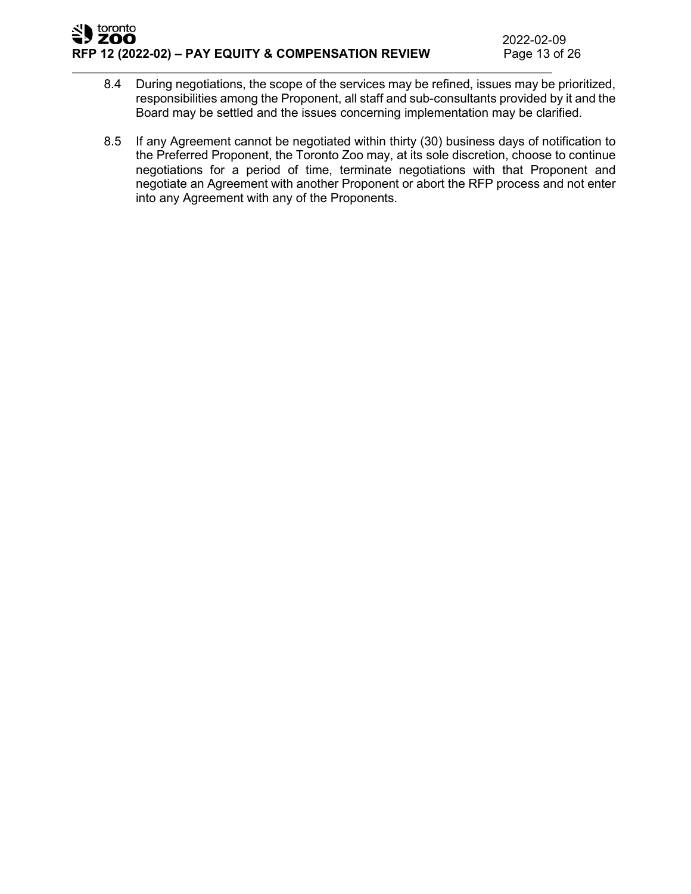8.4 During negotiations, the scope of the services may be refined, issues may be prioritized, responsibilities among the Proponent, all staff and sub-consultants provided by it and the Board may be settled and the issues concerning implementation may be clarified.

8.5 If any Agreement cannot be negotiated within thirty (30) business days of notification to the Preferred Proponent, the Toronto Zoo may, at its sole discretion, choose to continue negotiations for a period of time, terminate negotiations with that Proponent and negotiate an Agreement with another Proponent or abort the RFP process and not enter into any Agreement with any of the Proponents.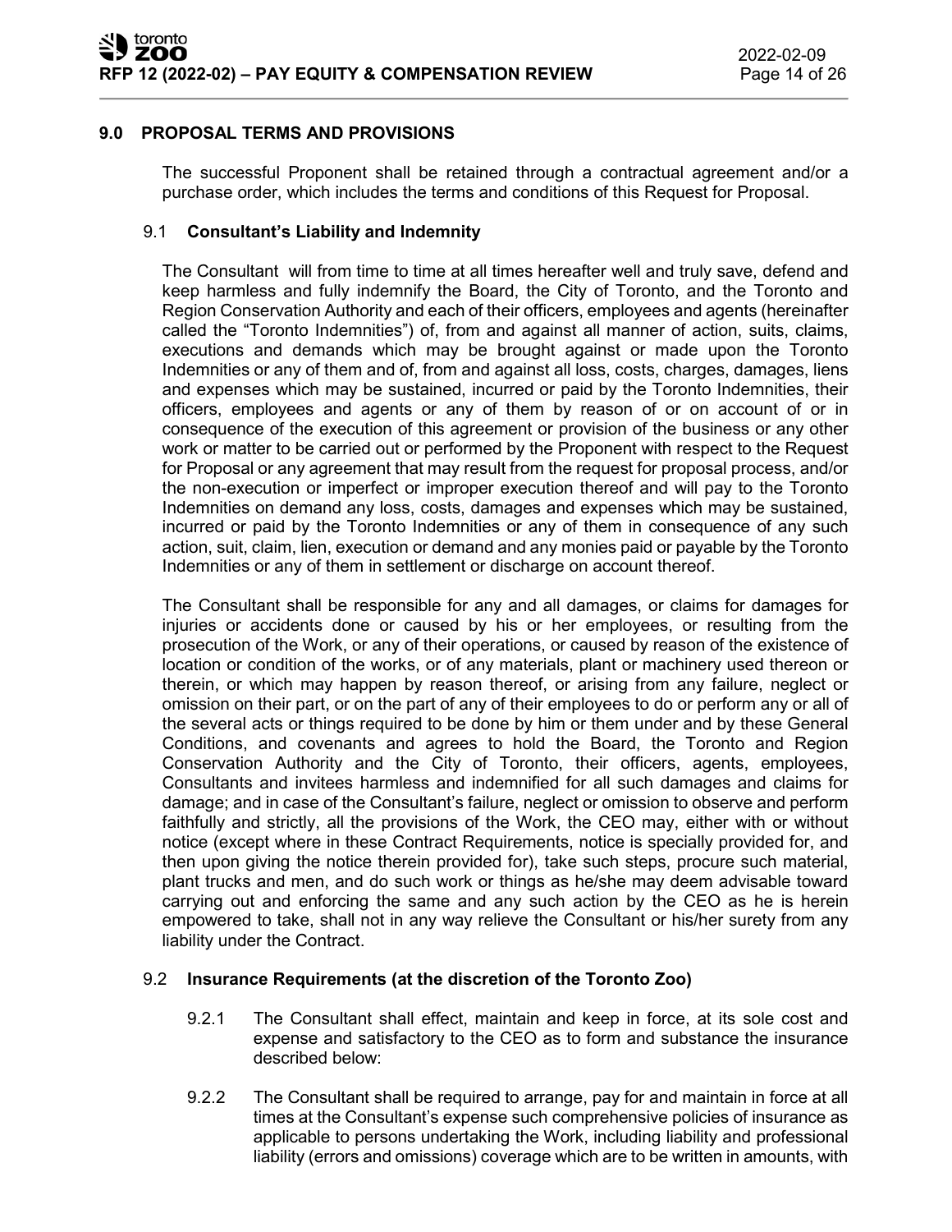## 9.0 PROPOSAL TERMS AND PROVISIONS

The successful Proponent shall be retained through a contractual agreement and/or a purchase order, which includes the terms and conditions of this Request for Proposal.

### 9.1 Consultant's Liability and Indemnity

The Consultant will from time to time at all times hereafter well and truly save, defend and keep harmless and fully indemnify the Board, the City of Toronto, and the Toronto and Region Conservation Authority and each of their officers, employees and agents (hereinafter called the "Toronto Indemnities") of, from and against all manner of action, suits, claims, executions and demands which may be brought against or made upon the Toronto Indemnities or any of them and of, from and against all loss, costs, charges, damages, liens and expenses which may be sustained, incurred or paid by the Toronto Indemnities, their officers, employees and agents or any of them by reason of or on account of or in consequence of the execution of this agreement or provision of the business or any other work or matter to be carried out or performed by the Proponent with respect to the Request for Proposal or any agreement that may result from the request for proposal process, and/or the non-execution or imperfect or improper execution thereof and will pay to the Toronto Indemnities on demand any loss, costs, damages and expenses which may be sustained, incurred or paid by the Toronto Indemnities or any of them in consequence of any such action, suit, claim, lien, execution or demand and any monies paid or payable by the Toronto Indemnities or any of them in settlement or discharge on account thereof.

The Consultant shall be responsible for any and all damages, or claims for damages for injuries or accidents done or caused by his or her employees, or resulting from the prosecution of the Work, or any of their operations, or caused by reason of the existence of location or condition of the works, or of any materials, plant or machinery used thereon or therein, or which may happen by reason thereof, or arising from any failure, neglect or omission on their part, or on the part of any of their employees to do or perform any or all of the several acts or things required to be done by him or them under and by these General Conditions, and covenants and agrees to hold the Board, the Toronto and Region Conservation Authority and the City of Toronto, their officers, agents, employees, Consultants and invitees harmless and indemnified for all such damages and claims for damage; and in case of the Consultant's failure, neglect or omission to observe and perform faithfully and strictly, all the provisions of the Work, the CEO may, either with or without notice (except where in these Contract Requirements, notice is specially provided for, and then upon giving the notice therein provided for), take such steps, procure such material, plant trucks and men, and do such work or things as he/she may deem advisable toward carrying out and enforcing the same and any such action by the CEO as he is herein empowered to take, shall not in any way relieve the Consultant or his/her surety from any liability under the Contract.

### 9.2 Insurance Requirements (at the discretion of the Toronto Zoo)

9.2.1 The Consultant shall effect, maintain and keep in force, at its sole cost and expense and satisfactory to the CEO as to form and substance the insurance described below:

9.2.2 The Consultant shall be required to arrange, pay for and maintain in force at all times at the Consultant's expense such comprehensive policies of insurance as applicable to persons undertaking the Work, including liability and professional liability (errors and omissions) coverage which are to be written in amounts, with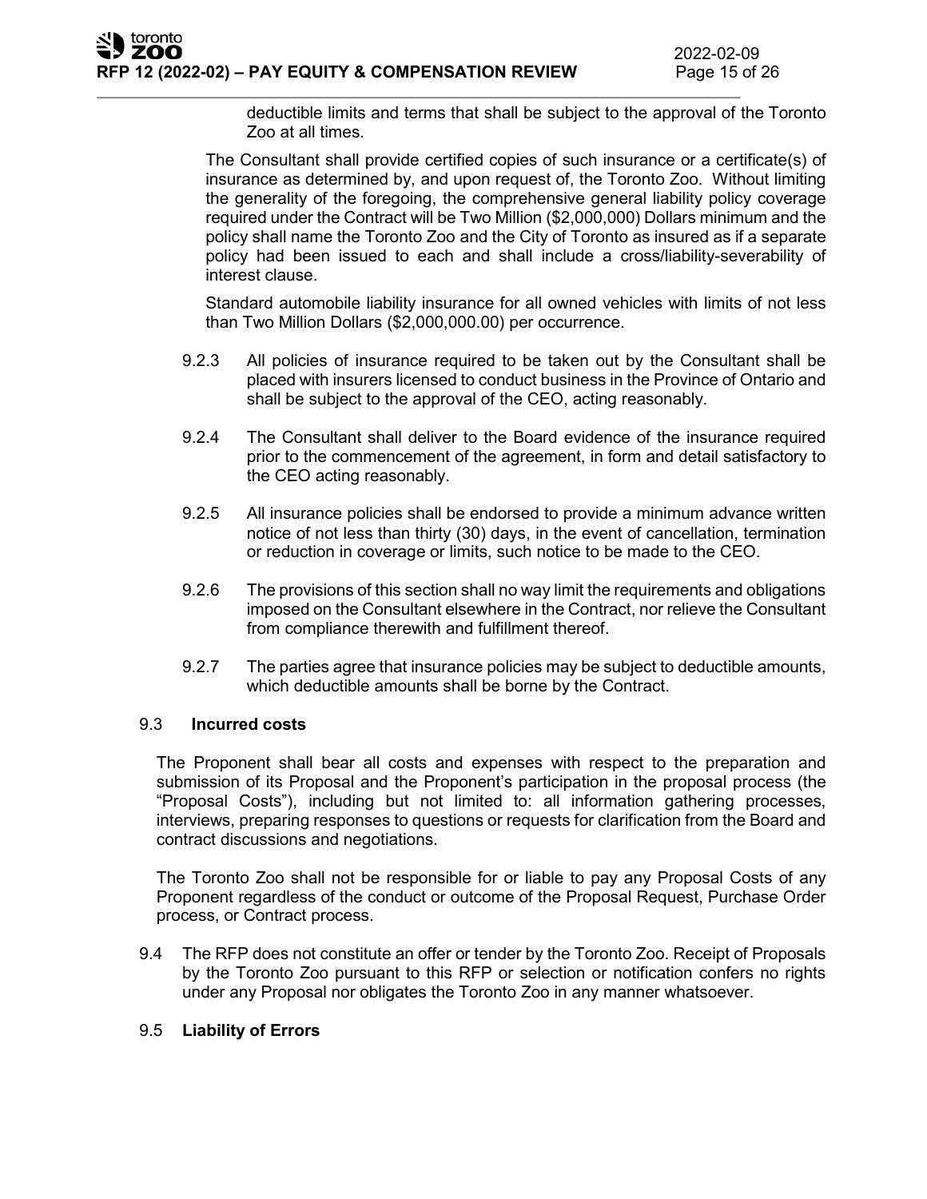deductible limits and terms that shall be subject to the approval of the Toronto Zoo at all times.

The Consultant shall provide certified copies of such insurance or a certificate(s) of insurance as determined by, and upon request of, the Toronto Zoo. Without limiting the generality of the foregoing, the comprehensive general liability policy coverage required under the Contract will be Two Million ($2,000,000) Dollars minimum and the policy shall name the Toronto Zoo and the City of Toronto as insured as if a separate policy had been issued to each and shall include a cross/liability-severability of interest clause.

Standard automobile liability insurance for all owned vehicles with limits of not less than Two Million Dollars ($2,000,000.00) per occurrence.

9.2.3 All policies of insurance required to be taken out by the Consultant shall be placed with insurers licensed to conduct business in the Province of Ontario and shall be subject to the approval of the CEO, acting reasonably.

9.2.4 The Consultant shall deliver to the Board evidence of the insurance required prior to the commencement of the agreement, in form and detail satisfactory to the CEO acting reasonably.

9.2.5 All insurance policies shall be endorsed to provide a minimum advance written notice of not less than thirty (30) days, in the event of cancellation, termination or reduction in coverage or limits, such notice to be made to the CEO.

9.2.6 The provisions of this section shall no way limit the requirements and obligations imposed on the Consultant elsewhere in the Contract, nor relieve the Consultant from compliance therewith and fulfillment thereof.

9.2.7 The parties agree that insurance policies may be subject to deductible amounts, which deductible amounts shall be borne by the Contract.

## 9.3 Incurred costs

The Proponent shall bear all costs and expenses with respect to the preparation and submission of its Proposal and the Proponent's participation in the proposal process (the "Proposal Costs"), including but not limited to: all information gathering processes, interviews, preparing responses to questions or requests for clarification from the Board and contract discussions and negotiations.

The Toronto Zoo shall not be responsible for or liable to pay any Proposal Costs of any Proponent regardless of the conduct or outcome of the Proposal Request, Purchase Order process, or Contract process.

9.4 The RFP does not constitute an offer or tender by the Toronto Zoo. Receipt of Proposals by the Toronto Zoo pursuant to this RFP or selection or notification confers no rights under any Proposal nor obligates the Toronto Zoo in any manner whatsoever.

## 9.5 Liability of Errors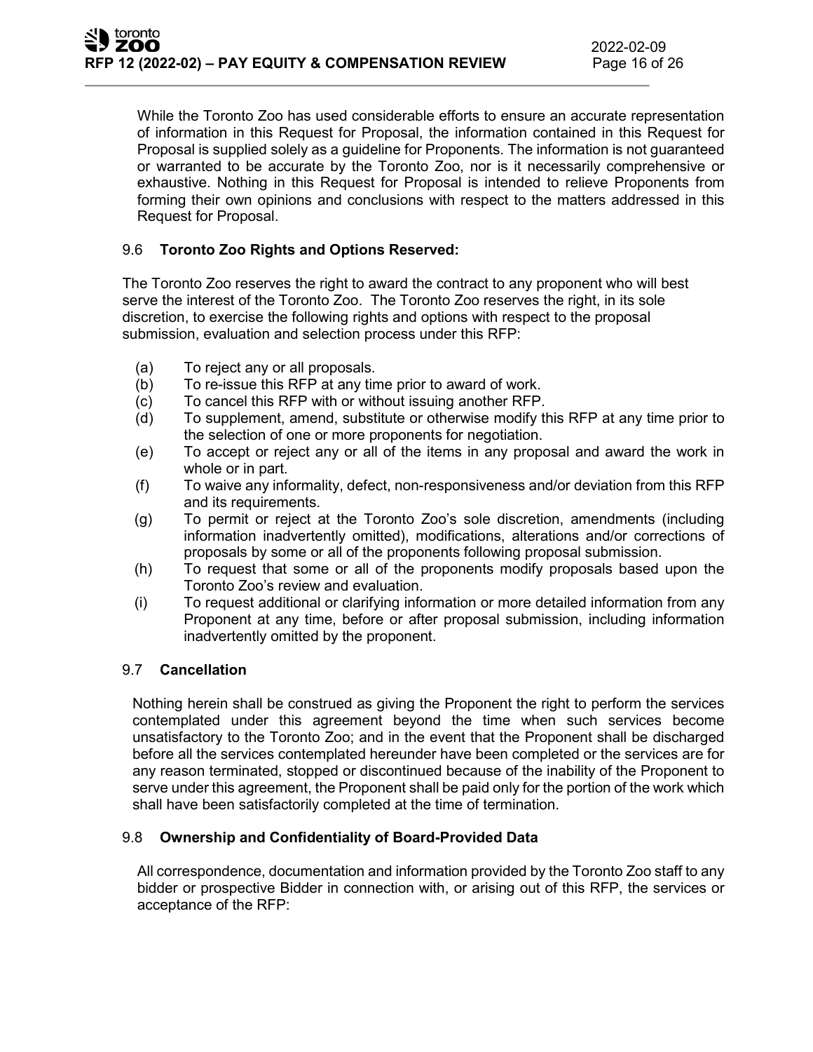While the Toronto Zoo has used considerable efforts to ensure an accurate representation of information in this Request for Proposal, the information contained in this Request for Proposal is supplied solely as a guideline for Proponents. The information is not guaranteed or warranted to be accurate by the Toronto Zoo, nor is it necessarily comprehensive or exhaustive. Nothing in this Request for Proposal is intended to relieve Proponents from forming their own opinions and conclusions with respect to the matters addressed in this Request for Proposal.

### 9.6 Toronto Zoo Rights and Options Reserved:

The Toronto Zoo reserves the right to award the contract to any proponent who will best serve the interest of the Toronto Zoo. The Toronto Zoo reserves the right, in its sole discretion, to exercise the following rights and options with respect to the proposal submission, evaluation and selection process under this RFP:

(a) To reject any or all proposals.
(b) To re-issue this RFP at any time prior to award of work.
(c) To cancel this RFP with or without issuing another RFP.
(d) To supplement, amend, substitute or otherwise modify this RFP at any time prior to the selection of one or more proponents for negotiation.
(e) To accept or reject any or all of the items in any proposal and award the work in whole or in part.
(f) To waive any informality, defect, non-responsiveness and/or deviation from this RFP and its requirements.
(g) To permit or reject at the Toronto Zoo's sole discretion, amendments (including information inadvertently omitted), modifications, alterations and/or corrections of proposals by some or all of the proponents following proposal submission.
(h) To request that some or all of the proponents modify proposals based upon the Toronto Zoo's review and evaluation.
(i) To request additional or clarifying information or more detailed information from any Proponent at any time, before or after proposal submission, including information inadvertently omitted by the proponent.

### 9.7 Cancellation

Nothing herein shall be construed as giving the Proponent the right to perform the services contemplated under this agreement beyond the time when such services become unsatisfactory to the Toronto Zoo; and in the event that the Proponent shall be discharged before all the services contemplated hereunder have been completed or the services are for any reason terminated, stopped or discontinued because of the inability of the Proponent to serve under this agreement, the Proponent shall be paid only for the portion of the work which shall have been satisfactorily completed at the time of termination.

### 9.8 Ownership and Confidentiality of Board-Provided Data

All correspondence, documentation and information provided by the Toronto Zoo staff to any bidder or prospective Bidder in connection with, or arising out of this RFP, the services or acceptance of the RFP: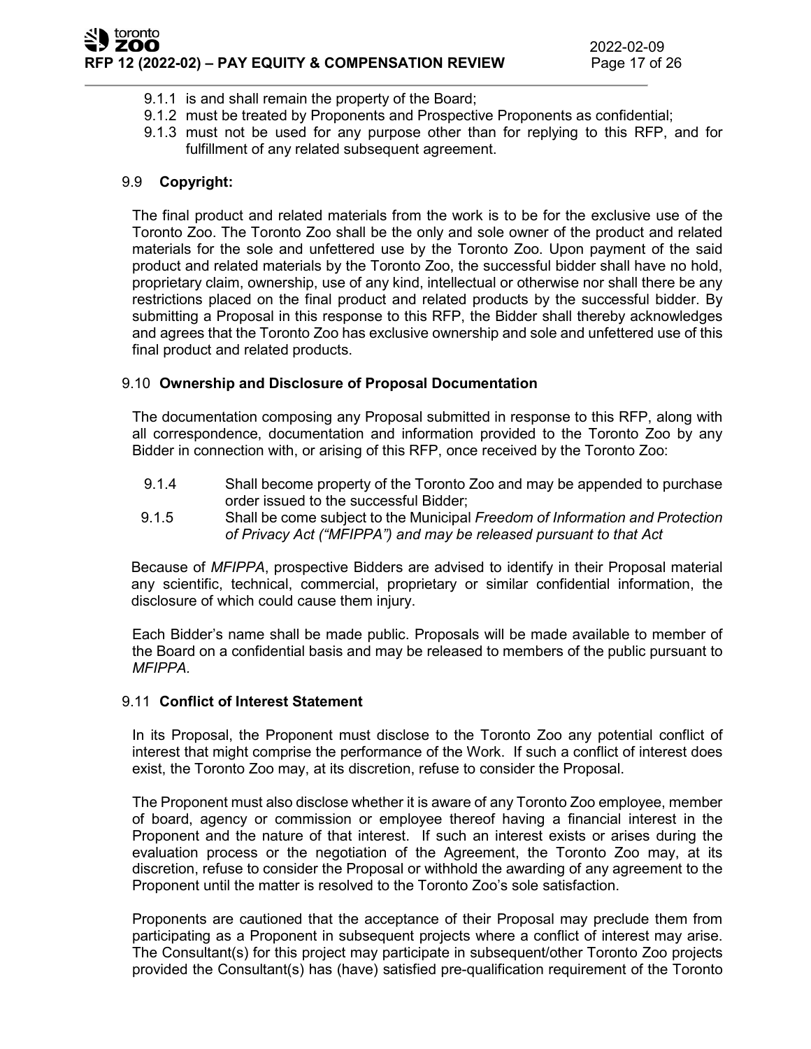9.1.1 is and shall remain the property of the Board;
9.1.2 must be treated by Proponents and Prospective Proponents as confidential;
9.1.3 must not be used for any purpose other than for replying to this RFP, and for fulfillment of any related subsequent agreement.

### 9.9 **Copyright:**

The final product and related materials from the work is to be for the exclusive use of the Toronto Zoo. The Toronto Zoo shall be the only and sole owner of the product and related materials for the sole and unfettered use by the Toronto Zoo. Upon payment of the said product and related materials by the Toronto Zoo, the successful bidder shall have no hold, proprietary claim, ownership, use of any kind, intellectual or otherwise nor shall there be any restrictions placed on the final product and related products by the successful bidder. By submitting a Proposal in this response to this RFP, the Bidder shall thereby acknowledges and agrees that the Toronto Zoo has exclusive ownership and sole and unfettered use of this final product and related products.

### 9.10 **Ownership and Disclosure of Proposal Documentation**

The documentation composing any Proposal submitted in response to this RFP, along with all correspondence, documentation and information provided to the Toronto Zoo by any Bidder in connection with, or arising of this RFP, once received by the Toronto Zoo:

9.1.4 Shall become property of the Toronto Zoo and may be appended to purchase order issued to the successful Bidder;
9.1.5 Shall be come subject to the Municipal *Freedom of Information and Protection of Privacy Act (“MFIPPA”) and may be released pursuant to that Act*

Because of *MFIPPA*, prospective Bidders are advised to identify in their Proposal material any scientific, technical, commercial, proprietary or similar confidential information, the disclosure of which could cause them injury.

Each Bidder’s name shall be made public. Proposals will be made available to member of the Board on a confidential basis and may be released to members of the public pursuant to *MFIPPA.*

### 9.11 **Conflict of Interest Statement**

In its Proposal, the Proponent must disclose to the Toronto Zoo any potential conflict of interest that might comprise the performance of the Work. If such a conflict of interest does exist, the Toronto Zoo may, at its discretion, refuse to consider the Proposal.

The Proponent must also disclose whether it is aware of any Toronto Zoo employee, member of board, agency or commission or employee thereof having a financial interest in the Proponent and the nature of that interest. If such an interest exists or arises during the evaluation process or the negotiation of the Agreement, the Toronto Zoo may, at its discretion, refuse to consider the Proposal or withhold the awarding of any agreement to the Proponent until the matter is resolved to the Toronto Zoo’s sole satisfaction.

Proponents are cautioned that the acceptance of their Proposal may preclude them from participating as a Proponent in subsequent projects where a conflict of interest may arise. The Consultant(s) for this project may participate in subsequent/other Toronto Zoo projects provided the Consultant(s) has (have) satisfied pre-qualification requirement of the Toronto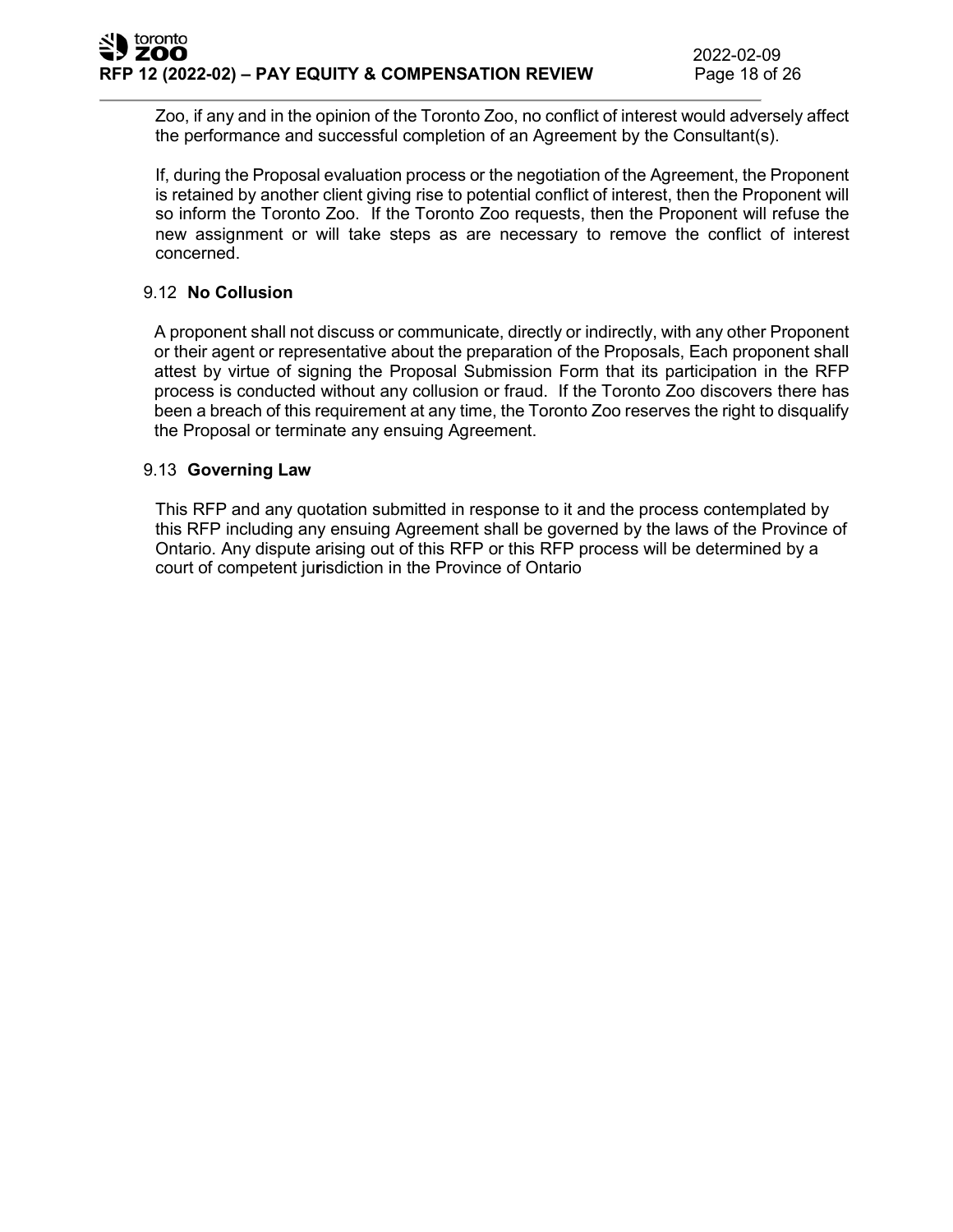Zoo, if any and in the opinion of the Toronto Zoo, no conflict of interest would adversely affect the performance and successful completion of an Agreement by the Consultant(s).

If, during the Proposal evaluation process or the negotiation of the Agreement, the Proponent is retained by another client giving rise to potential conflict of interest, then the Proponent will so inform the Toronto Zoo. If the Toronto Zoo requests, then the Proponent will refuse the new assignment or will take steps as are necessary to remove the conflict of interest concerned.

### 9.12 **No Collusion**

A proponent shall not discuss or communicate, directly or indirectly, with any other Proponent or their agent or representative about the preparation of the Proposals, Each proponent shall attest by virtue of signing the Proposal Submission Form that its participation in the RFP process is conducted without any collusion or fraud. If the Toronto Zoo discovers there has been a breach of this requirement at any time, the Toronto Zoo reserves the right to disqualify the Proposal or terminate any ensuing Agreement.

### 9.13 **Governing Law**

This RFP and any quotation submitted in response to it and the process contemplated by this RFP including any ensuing Agreement shall be governed by the laws of the Province of Ontario. Any dispute arising out of this RFP or this RFP process will be determined by a court of competent jurisdiction in the Province of Ontario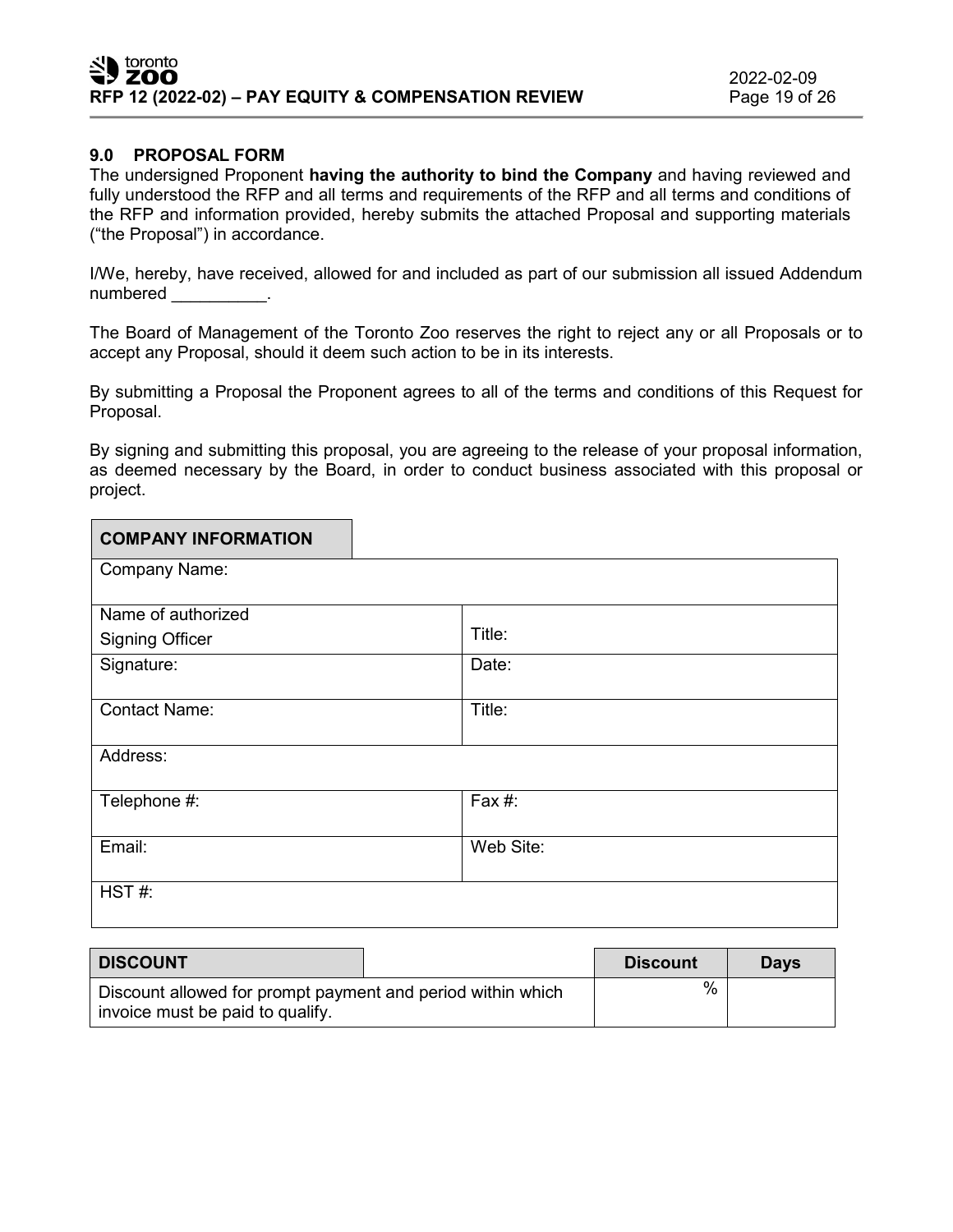## 9.0 PROPOSAL FORM

The undersigned Proponent **having the authority to bind the Company** and having reviewed and fully understood the RFP and all terms and requirements of the RFP and all terms and conditions of the RFP and information provided, hereby submits the attached Proposal and supporting materials ("the Proposal") in accordance.

I/We, hereby, have received, allowed for and included as part of our submission all issued Addendum numbered __________.

The Board of Management of the Toronto Zoo reserves the right to reject any or all Proposals or to accept any Proposal, should it deem such action to be in its interests.

By submitting a Proposal the Proponent agrees to all of the terms and conditions of this Request for Proposal.

By signing and submitting this proposal, you are agreeing to the release of your proposal information, as deemed necessary by the Board, in order to conduct business associated with this proposal or project.

| **COMPANY INFORMATION** | |
|---|---|
| Company Name: | |
| Name of authorized Signing Officer | Title: |
| Signature: | Date: |
| Contact Name: | Title: |
| Address: | |
| Telephone #: | Fax #: |
| Email: | Web Site: |
| HST #: | |

| **DISCOUNT** | **Discount** | **Days** |
|---|---|---|
| Discount allowed for prompt payment and period within which invoice must be paid to qualify. | % | |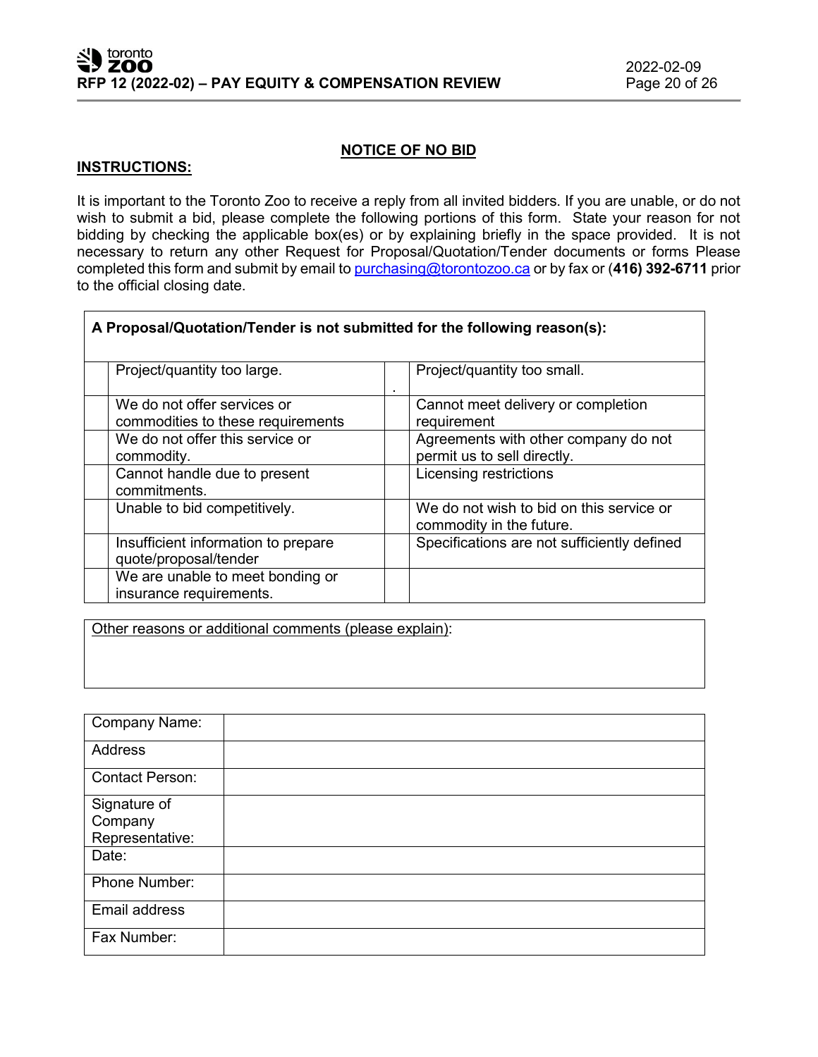## NOTICE OF NO BID

**INSTRUCTIONS:**

It is important to the Toronto Zoo to receive a reply from all invited bidders. If you are unable, or do not wish to submit a bid, please complete the following portions of this form. State your reason for not bidding by checking the applicable box(es) or by explaining briefly in the space provided. It is not necessary to return any other Request for Proposal/Quotation/Tender documents or forms Please completed this form and submit by email to purchasing@torontozoo.ca or by fax or (**416) 392-6711** prior to the official closing date.

| **A Proposal/Quotation/Tender is not submitted for the following reason(s):** | | | |
|---|---|---|---|
| | Project/quantity too large. | . | Project/quantity too small. |
| | We do not offer services or commodities to these requirements | | Cannot meet delivery or completion requirement |
| | We do not offer this service or commodity. | | Agreements with other company do not permit us to sell directly. |
| | Cannot handle due to present commitments. | | Licensing restrictions |
| | Unable to bid competitively. | | We do not wish to bid on this service or commodity in the future. |
| | Insufficient information to prepare quote/proposal/tender | | Specifications are not sufficiently defined |
| | We are unable to meet bonding or insurance requirements. | | |

| Other reasons or additional comments (please explain): |
|---|
| |

| | |
|---|---|
| Company Name: | |
| Address | |
| Contact Person: | |
| Signature of Company Representative: | |
| Date: | |
| Phone Number: | |
| Email address | |
| Fax Number: | |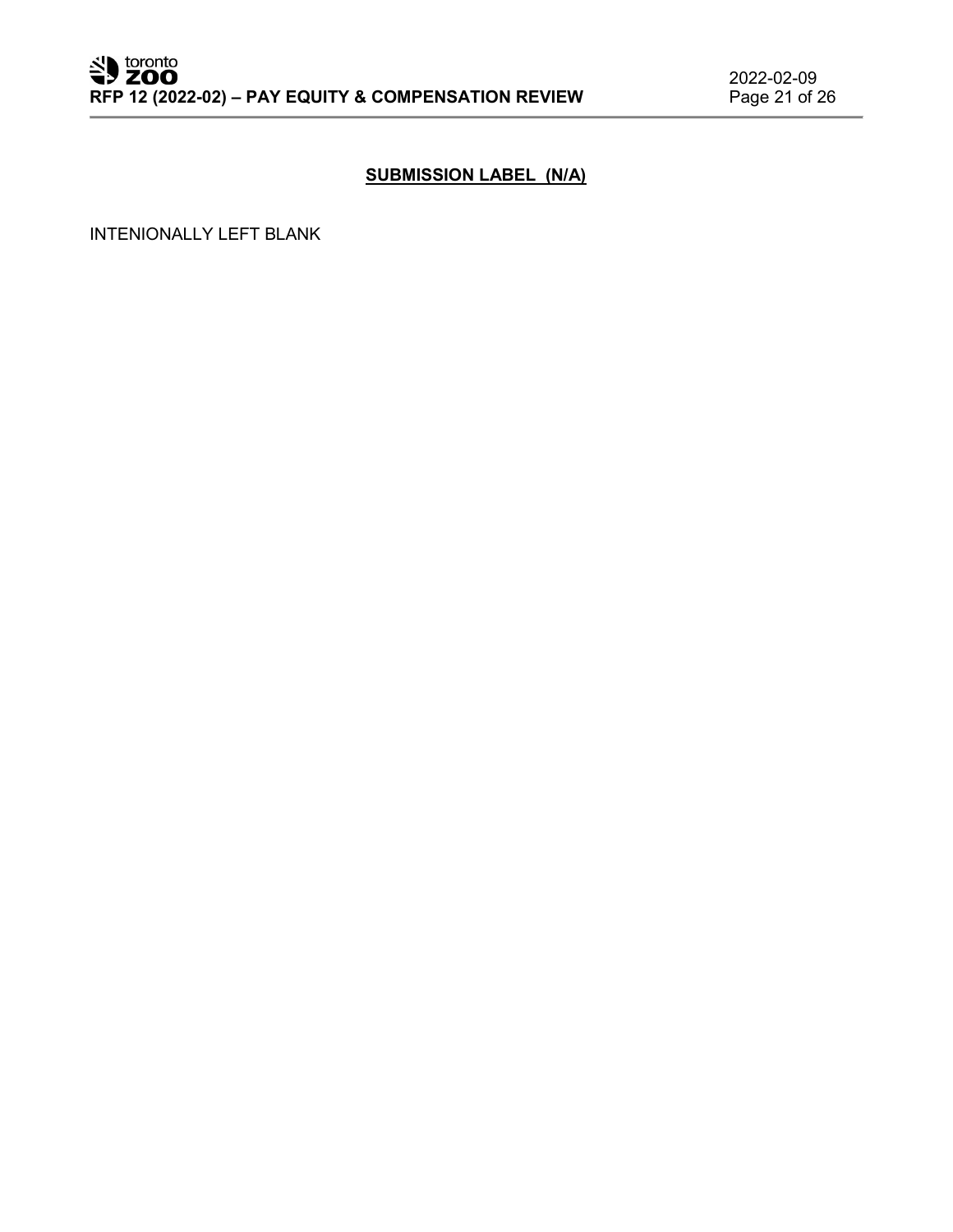## SUBMISSION LABEL (N/A)

INTENIONALLY LEFT BLANK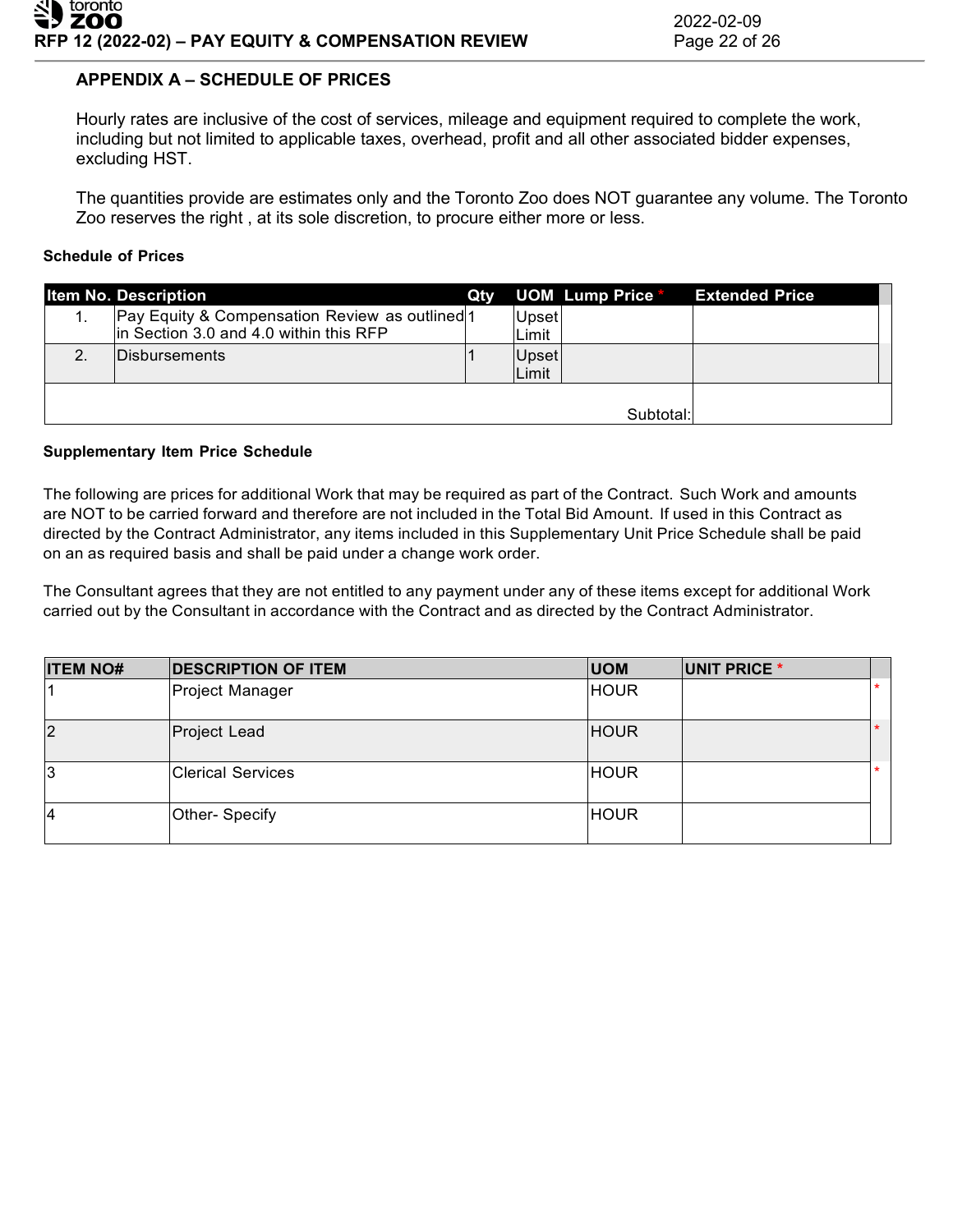## APPENDIX A – SCHEDULE OF PRICES

Hourly rates are inclusive of the cost of services, mileage and equipment required to complete the work, including but not limited to applicable taxes, overhead, profit and all other associated bidder expenses, excluding HST.

The quantities provide are estimates only and the Toronto Zoo does NOT guarantee any volume. The Toronto Zoo reserves the right , at its sole discretion, to procure either more or less.

**Schedule of Prices**

| Item No. | Description | Qty | UOM | Lump Price * | Extended Price |
|---|---|---|---|---|---|
| 1. | Pay Equity & Compensation Review as outlined in Section 3.0 and 4.0 within this RFP | 1 | Upset Limit | | |
| 2. | Disbursements | 1 | Upset Limit | | |
| | | | | Subtotal: | |

**Supplementary Item Price Schedule**

The following are prices for additional Work that may be required as part of the Contract. Such Work and amounts are NOT to be carried forward and therefore are not included in the Total Bid Amount. If used in this Contract as directed by the Contract Administrator, any items included in this Supplementary Unit Price Schedule shall be paid on an as required basis and shall be paid under a change work order.

The Consultant agrees that they are not entitled to any payment under any of these items except for additional Work carried out by the Consultant in accordance with the Contract and as directed by the Contract Administrator.

| ITEM NO# | DESCRIPTION OF ITEM | UOM | UNIT PRICE * | |
|---|---|---|---|---|
| 1 | Project Manager | HOUR | | * |
| 2 | Project Lead | HOUR | | * |
| 3 | Clerical Services | HOUR | | * |
| 4 | Other- Specify | HOUR | | |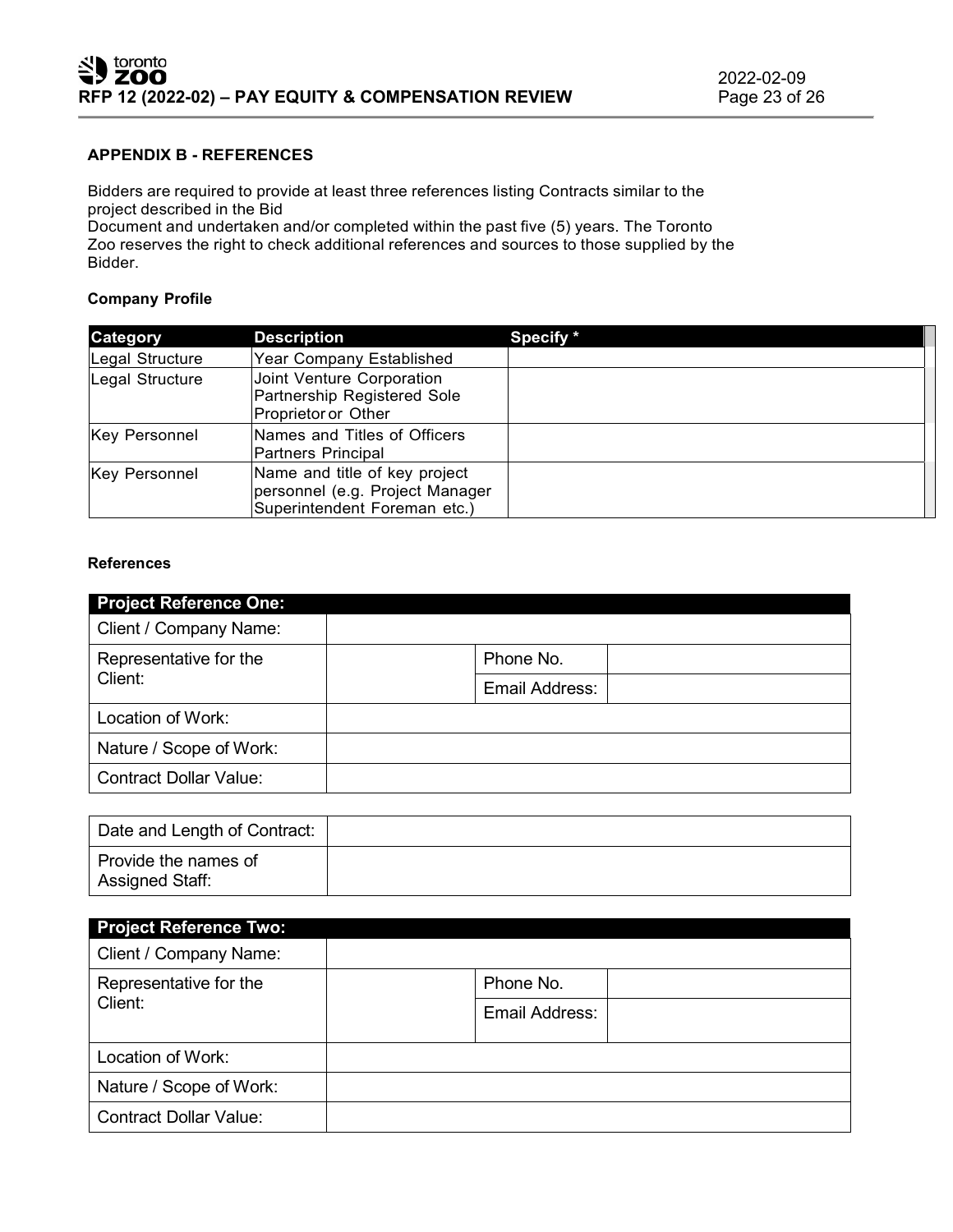## APPENDIX B - REFERENCES

Bidders are required to provide at least three references listing Contracts similar to the project described in the Bid Document and undertaken and/or completed within the past five (5) years. The Toronto Zoo reserves the right to check additional references and sources to those supplied by the Bidder.

### Company Profile

| Category | Description | Specify * |
|---|---|---|
| Legal Structure | Year Company Established | |
| Legal Structure | Joint Venture Corporation Partnership Registered Sole Proprietor or Other | |
| Key Personnel | Names and Titles of Officers Partners Principal | |
| Key Personnel | Name and title of key project personnel (e.g. Project Manager Superintendent Foreman etc.) | |

### References

| Project Reference One: | | | |
|---|---|---|---|
| Client / Company Name: | | | |
| Representative for the Client: | | Phone No. | |
| | | Email Address: | |
| Location of Work: | | | |
| Nature / Scope of Work: | | | |
| Contract Dollar Value: | | | |

| | |
|---|---|
| Date and Length of Contract: | |
| Provide the names of Assigned Staff: | |

| Project Reference Two: | | | |
|---|---|---|---|
| Client / Company Name: | | | |
| Representative for the Client: | | Phone No. | |
| | | Email Address: | |
| Location of Work: | | | |
| Nature / Scope of Work: | | | |
| Contract Dollar Value: | | | |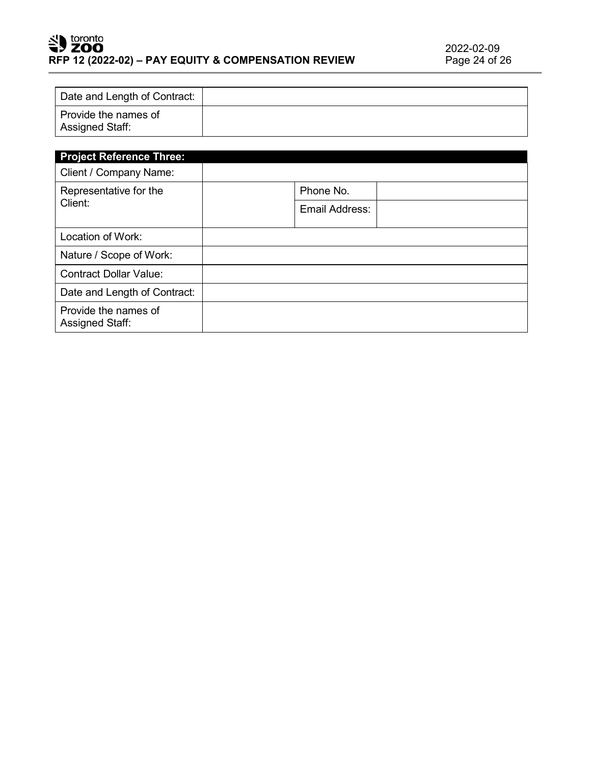| | |
|---|---|
| Date and Length of Contract: | |
| Provide the names of Assigned Staff: | |

| **Project Reference Three:** | | | |
|---|---|---|---|
| Client / Company Name: | | | |
| Representative for the Client: | | Phone No. | |
| | | Email Address: | |
| Location of Work: | | | |
| Nature / Scope of Work: | | | |
| Contract Dollar Value: | | | |
| Date and Length of Contract: | | | |
| Provide the names of Assigned Staff: | | | |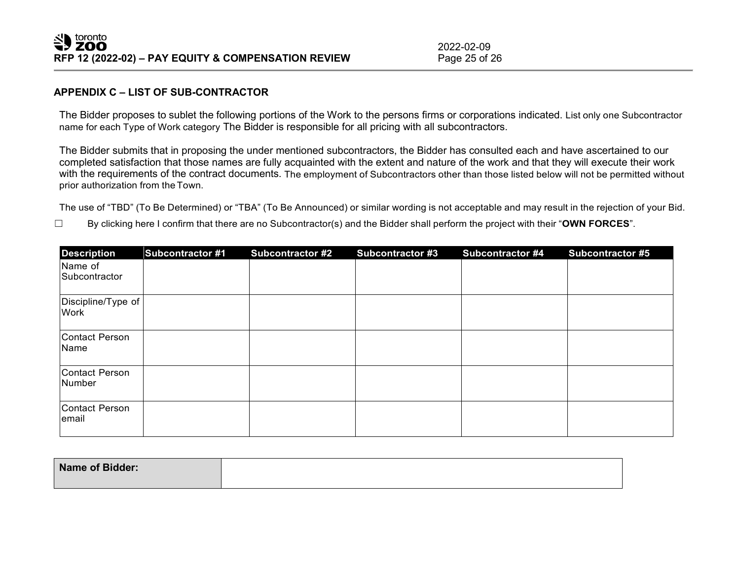## APPENDIX C – LIST OF SUB-CONTRACTOR

The Bidder proposes to sublet the following portions of the Work to the persons firms or corporations indicated. List only one Subcontractor name for each Type of Work category The Bidder is responsible for all pricing with all subcontractors.

The Bidder submits that in proposing the under mentioned subcontractors, the Bidder has consulted each and have ascertained to our completed satisfaction that those names are fully acquainted with the extent and nature of the work and that they will execute their work with the requirements of the contract documents. The employment of Subcontractors other than those listed below will not be permitted without prior authorization from the Town.

The use of "TBD" (To Be Determined) or "TBA" (To Be Announced) or similar wording is not acceptable and may result in the rejection of your Bid.

☐ By clicking here I confirm that there are no Subcontractor(s) and the Bidder shall perform the project with their "**OWN FORCES**".

| Description | Subcontractor #1 | Subcontractor #2 | Subcontractor #3 | Subcontractor #4 | Subcontractor #5 |
|---|---|---|---|---|---|
| Name of Subcontractor | | | | | |
| Discipline/Type of Work | | | | | |
| Contact Person Name | | | | | |
| Contact Person Number | | | | | |
| Contact Person email | | | | | |

| **Name of Bidder:** | |
|---|---|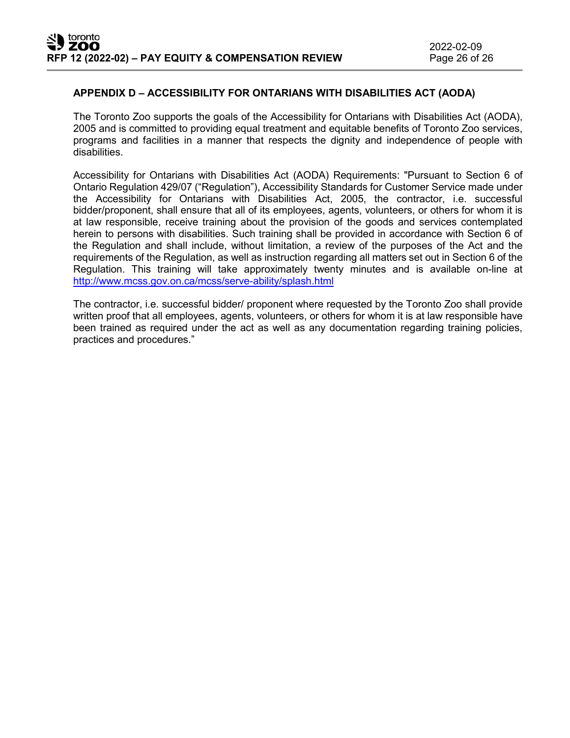## APPENDIX D – ACCESSIBILITY FOR ONTARIANS WITH DISABILITIES ACT (AODA)

The Toronto Zoo supports the goals of the Accessibility for Ontarians with Disabilities Act (AODA), 2005 and is committed to providing equal treatment and equitable benefits of Toronto Zoo services, programs and facilities in a manner that respects the dignity and independence of people with disabilities.

Accessibility for Ontarians with Disabilities Act (AODA) Requirements: "Pursuant to Section 6 of Ontario Regulation 429/07 ("Regulation"), Accessibility Standards for Customer Service made under the Accessibility for Ontarians with Disabilities Act, 2005, the contractor, i.e. successful bidder/proponent, shall ensure that all of its employees, agents, volunteers, or others for whom it is at law responsible, receive training about the provision of the goods and services contemplated herein to persons with disabilities. Such training shall be provided in accordance with Section 6 of the Regulation and shall include, without limitation, a review of the purposes of the Act and the requirements of the Regulation, as well as instruction regarding all matters set out in Section 6 of the Regulation. This training will take approximately twenty minutes and is available on-line at http://www.mcss.gov.on.ca/mcss/serve-ability/splash.html

The contractor, i.e. successful bidder/ proponent where requested by the Toronto Zoo shall provide written proof that all employees, agents, volunteers, or others for whom it is at law responsible have been trained as required under the act as well as any documentation regarding training policies, practices and procedures."